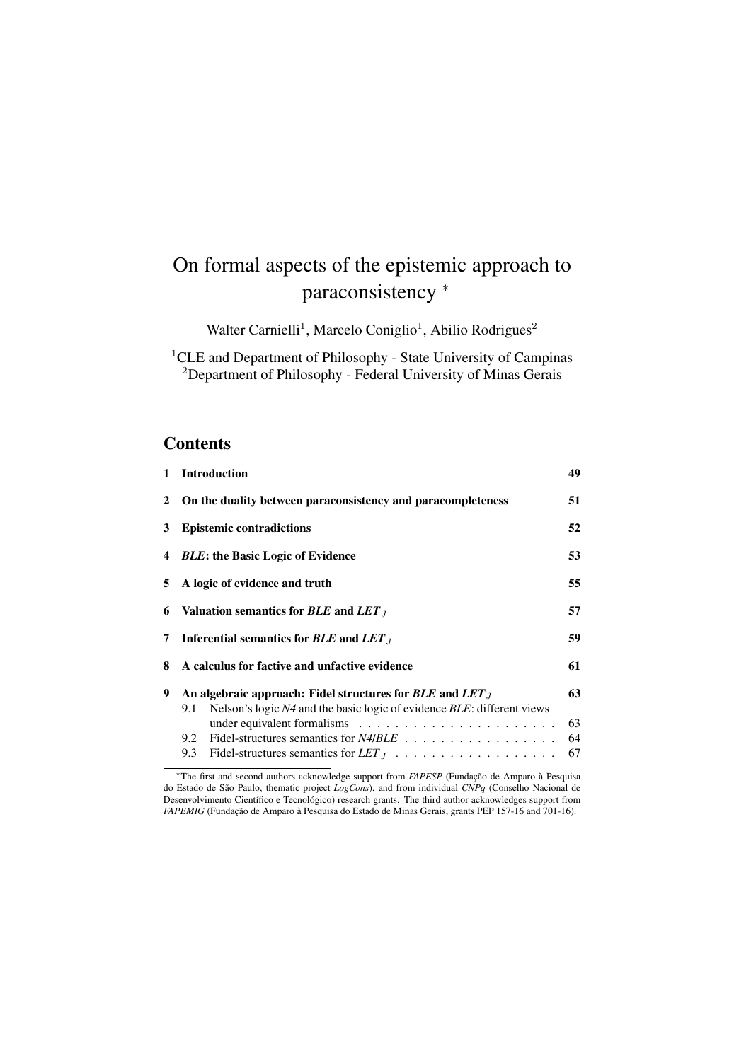# On formal aspects of the epistemic approach to paraconsistency *

Walter Carnielli[1], Marcelo Coniglio[1], Abilio Rodrigues[2]

[1]CLE and Department of Philosophy - State University of Campinas
[2]Department of Philosophy - Federal University of Minas Gerais

## Contents

| | | |
|---|---|---|
| **1** | **Introduction** | **49** |
| **2** | **On the duality between paraconsistency and paracompleteness** | **51** |
| **3** | **Epistemic contradictions** | **52** |
| **4** | ***BLE*: the Basic Logic of Evidence** | **53** |
| **5** | **A logic of evidence and truth** | **55** |
| **6** | **Valuation semantics for *BLE* and $LET_J$** | **57** |
| **7** | **Inferential semantics for *BLE* and $LET_J$** | **59** |
| **8** | **A calculus for factive and unfactive evidence** | **61** |
| **9** | **An algebraic approach: Fidel structures for *BLE* and $LET_J$** | **63** |
| 9.1 | Nelson's logic *N4* and the basic logic of evidence *BLE*: different views under equivalent formalisms | 63 |
| 9.2 | Fidel-structures semantics for *N4*/*BLE* | 64 |
| 9.3 | Fidel-structures semantics for $LET_J$ | 67 |

*The first and second authors acknowledge support from *FAPESP* (Fundação de Amparo à Pesquisa do Estado de São Paulo, thematic project *LogCons*), and from individual *CNPq* (Conselho Nacional de Desenvolvimento Científico e Tecnológico) research grants. The third author acknowledges support from *FAPEMIG* (Fundação de Amparo à Pesquisa do Estado de Minas Gerais, grants PEP 157-16 and 701-16).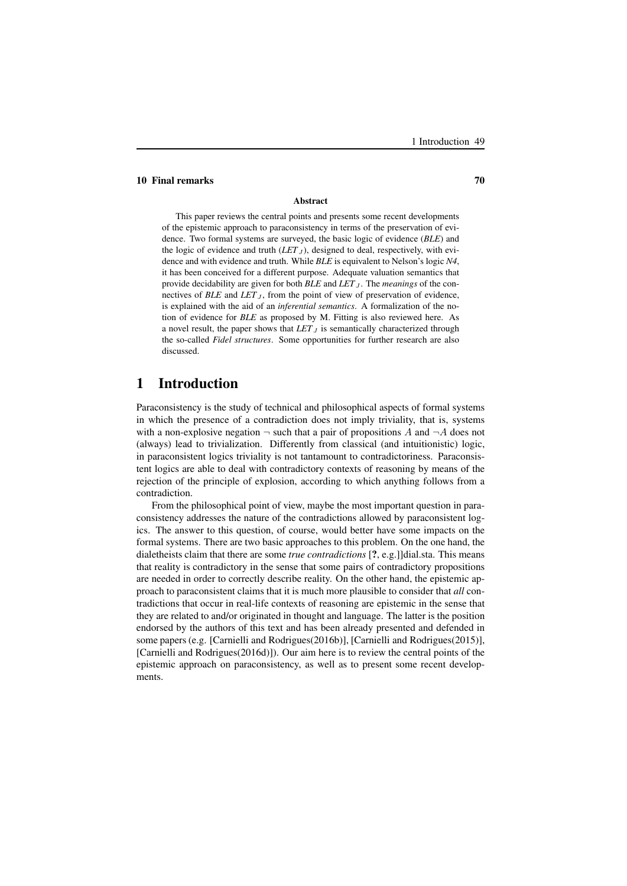**10 Final remarks** **70**

**Abstract**

This paper reviews the central points and presents some recent developments of the epistemic approach to paraconsistency in terms of the preservation of evidence. Two formal systems are surveyed, the basic logic of evidence (*BLE*) and the logic of evidence and truth ($LET_J$), designed to deal, respectively, with evidence and with evidence and truth. While *BLE* is equivalent to Nelson's logic *N4*, it has been conceived for a different purpose. Adequate valuation semantics that provide decidability are given for both *BLE* and $LET_J$. The *meanings* of the connectives of *BLE* and $LET_J$, from the point of view of preservation of evidence, is explained with the aid of an *inferential semantics*. A formalization of the notion of evidence for *BLE* as proposed by M. Fitting is also reviewed here. As a novel result, the paper shows that $LET_J$ is semantically characterized through the so-called *Fidel structures*. Some opportunities for further research are also discussed.

# 1 Introduction

Paraconsistency is the study of technical and philosophical aspects of formal systems in which the presence of a contradiction does not imply triviality, that is, systems with a non-explosive negation $\neg$ such that a pair of propositions $A$ and $\neg A$ does not (always) lead to trivialization. Differently from classical (and intuitionistic) logic, in paraconsistent logics triviality is not tantamount to contradictoriness. Paraconsistent logics are able to deal with contradictory contexts of reasoning by means of the rejection of the principle of explosion, according to which anything follows from a contradiction.

From the philosophical point of view, maybe the most important question in paraconsistency addresses the nature of the contradictions allowed by paraconsistent logics. The answer to this question, of course, would better have some impacts on the formal systems. There are two basic approaches to this problem. On the one hand, the dialetheists claim that there are some *true contradictions* [**?**, e.g.]]dial.sta. This means that reality is contradictory in the sense that some pairs of contradictory propositions are needed in order to correctly describe reality. On the other hand, the epistemic approach to paraconsistent claims that it is much more plausible to consider that *all* contradictions that occur in real-life contexts of reasoning are epistemic in the sense that they are related to and/or originated in thought and language. The latter is the position endorsed by the authors of this text and has been already presented and defended in some papers (e.g. [Carnielli and Rodrigues(2016b)], [Carnielli and Rodrigues(2015)], [Carnielli and Rodrigues(2016d)]). Our aim here is to review the central points of the epistemic approach on paraconsistency, as well as to present some recent developments.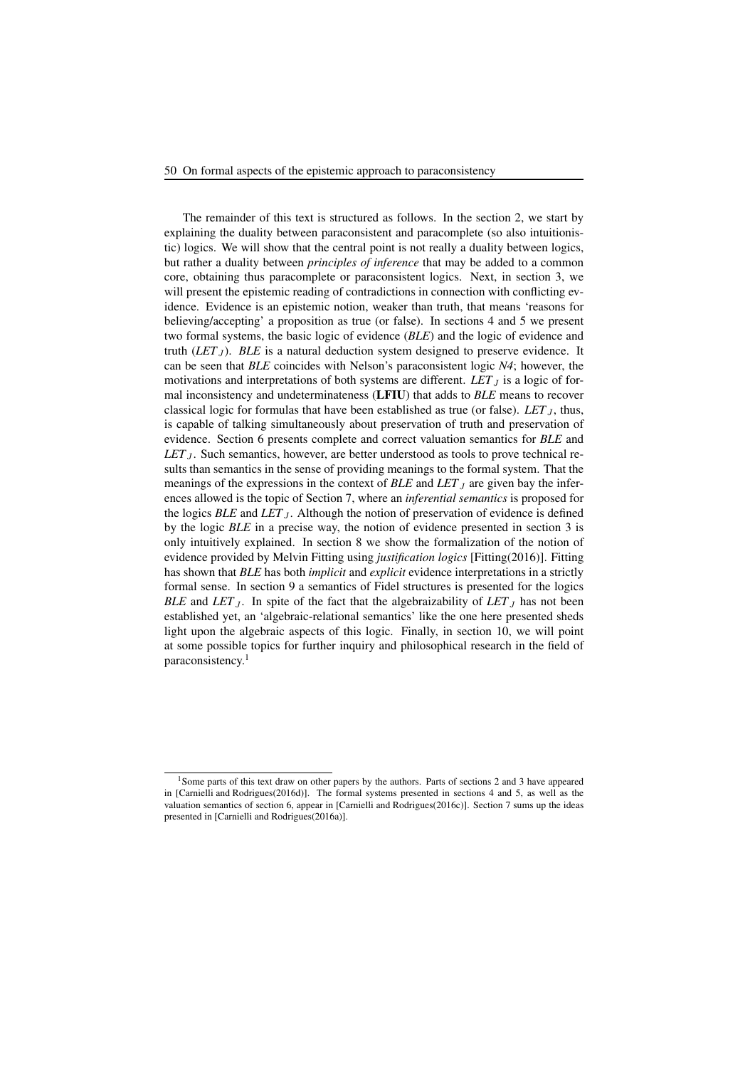The remainder of this text is structured as follows. In the section 2, we start by explaining the duality between paraconsistent and paracomplete (so also intuitionistic) logics. We will show that the central point is not really a duality between logics, but rather a duality between *principles of inference* that may be added to a common core, obtaining thus paracomplete or paraconsistent logics. Next, in section 3, we will present the epistemic reading of contradictions in connection with conflicting evidence. Evidence is an epistemic notion, weaker than truth, that means 'reasons for believing/accepting' a proposition as true (or false). In sections 4 and 5 we present two formal systems, the basic logic of evidence (*BLE*) and the logic of evidence and truth ($LET_J$). *BLE* is a natural deduction system designed to preserve evidence. It can be seen that *BLE* coincides with Nelson's paraconsistent logic *N4*; however, the motivations and interpretations of both systems are different. $LET_J$ is a logic of formal inconsistency and undeterminateness (**LFIU**) that adds to *BLE* means to recover classical logic for formulas that have been established as true (or false). $LET_J$, thus, is capable of talking simultaneously about preservation of truth and preservation of evidence. Section 6 presents complete and correct valuation semantics for *BLE* and $LET_J$. Such semantics, however, are better understood as tools to prove technical results than semantics in the sense of providing meanings to the formal system. That the meanings of the expressions in the context of *BLE* and $LET_J$ are given bay the inferences allowed is the topic of Section 7, where an *inferential semantics* is proposed for the logics *BLE* and $LET_J$. Although the notion of preservation of evidence is defined by the logic *BLE* in a precise way, the notion of evidence presented in section 3 is only intuitively explained. In section 8 we show the formalization of the notion of evidence provided by Melvin Fitting using *justification logics* [Fitting(2016)]. Fitting has shown that *BLE* has both *implicit* and *explicit* evidence interpretations in a strictly formal sense. In section 9 a semantics of Fidel structures is presented for the logics *BLE* and $LET_J$. In spite of the fact that the algebraizability of $LET_J$ has not been established yet, an 'algebraic-relational semantics' like the one here presented sheds light upon the algebraic aspects of this logic. Finally, in section 10, we will point at some possible topics for further inquiry and philosophical research in the field of paraconsistency.[1]

---

[1] Some parts of this text draw on other papers by the authors. Parts of sections 2 and 3 have appeared in [Carnielli and Rodrigues(2016d)]. The formal systems presented in sections 4 and 5, as well as the valuation semantics of section 6, appear in [Carnielli and Rodrigues(2016c)]. Section 7 sums up the ideas presented in [Carnielli and Rodrigues(2016a)].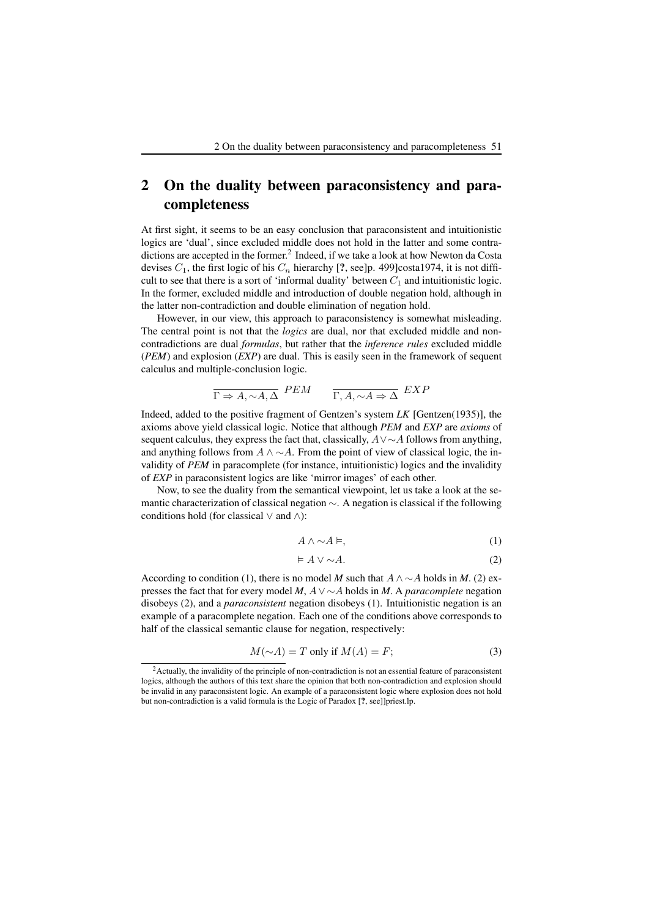## 2 On the duality between paraconsistency and paracompleteness

At first sight, it seems to be an easy conclusion that paraconsistent and intuitionistic logics are 'dual', since excluded middle does not hold in the latter and some contradictions are accepted in the former.[2] Indeed, if we take a look at how Newton da Costa devises $C_1$, the first logic of his $C_n$ hierarchy [?, see]p. 499]costa1974, it is not difficult to see that there is a sort of 'informal duality' between $C_1$ and intuitionistic logic. In the former, excluded middle and introduction of double negation hold, although in the latter non-contradiction and double elimination of negation hold.

However, in our view, this approach to paraconsistency is somewhat misleading. The central point is not that the *logics* are dual, nor that excluded middle and non-contradictions are dual *formulas*, but rather that the *inference rules* excluded middle (*PEM*) and explosion (*EXP*) are dual. This is easily seen in the framework of sequent calculus and multiple-conclusion logic.

$$\frac{}{\Gamma \Rightarrow A, \sim A, \Delta}\ PEM \qquad \frac{}{\Gamma, A, \sim A \Rightarrow \Delta}\ EXP$$

Indeed, added to the positive fragment of Gentzen's system *LK* [Gentzen(1935)], the axioms above yield classical logic. Notice that although *PEM* and *EXP* are *axioms* of sequent calculus, they express the fact that, classically, $A \vee \sim A$ follows from anything, and anything follows from $A \wedge \sim A$. From the point of view of classical logic, the invalidity of *PEM* in paracomplete (for instance, intuitionistic) logics and the invalidity of *EXP* in paraconsistent logics are like 'mirror images' of each other.

Now, to see the duality from the semantical viewpoint, let us take a look at the semantic characterization of classical negation $\sim$. A negation is classical if the following conditions hold (for classical $\vee$ and $\wedge$):

$$A \wedge \sim A \vDash, \tag{1}$$

$$\vDash A \vee \sim A. \tag{2}$$

According to condition (1), there is no model *M* such that $A \wedge \sim A$ holds in *M*. (2) expresses the fact that for every model *M*, $A \vee \sim A$ holds in *M*. A *paracomplete* negation disobeys (2), and a *paraconsistent* negation disobeys (1). Intuitionistic negation is an example of a paracomplete negation. Each one of the conditions above corresponds to half of the classical semantic clause for negation, respectively:

$$M(\sim A) = T \text{ only if } M(A) = F; \tag{3}$$

[2] Actually, the invalidity of the principle of non-contradiction is not an essential feature of paraconsistent logics, although the authors of this text share the opinion that both non-contradiction and explosion should be invalid in any paraconsistent logic. An example of a paraconsistent logic where explosion does not hold but non-contradiction is a valid formula is the Logic of Paradox [?, see]]priest.lp.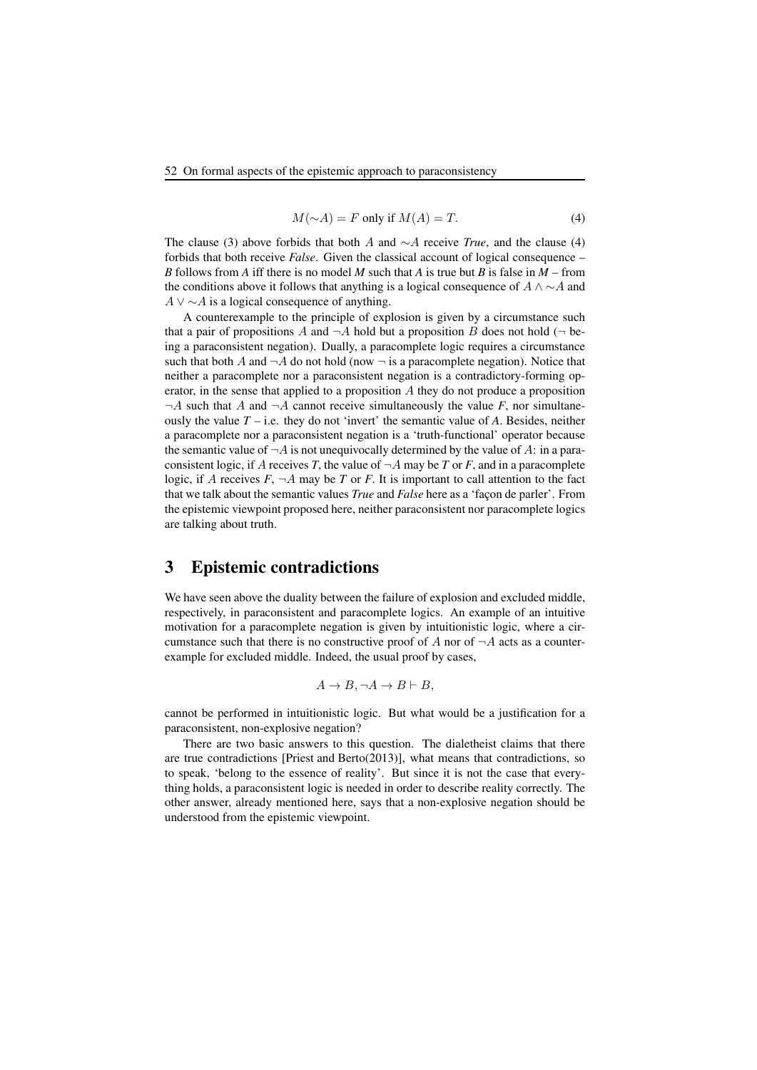$$M(\sim A) = F \text{ only if } M(A) = T. \tag{4}$$

The clause (3) above forbids that both $A$ and $\sim A$ receive *True*, and the clause (4) forbids that both receive *False*. Given the classical account of logical consequence – *B* follows from *A* iff there is no model *M* such that *A* is true but *B* is false in *M* – from the conditions above it follows that anything is a logical consequence of $A \wedge \sim A$ and $A \vee \sim A$ is a logical consequence of anything.

A counterexample to the principle of explosion is given by a circumstance such that a pair of propositions $A$ and $\neg A$ hold but a proposition $B$ does not hold ($\neg$ being a paraconsistent negation). Dually, a paracomplete logic requires a circumstance such that both $A$ and $\neg A$ do not hold (now $\neg$ is a paracomplete negation). Notice that neither a paracomplete nor a paraconsistent negation is a contradictory-forming operator, in the sense that applied to a proposition $A$ they do not produce a proposition $\neg A$ such that $A$ and $\neg A$ cannot receive simultaneously the value *F*, nor simultaneously the value *T* – i.e. they do not 'invert' the semantic value of *A*. Besides, neither a paracomplete nor a paraconsistent negation is a 'truth-functional' operator because the semantic value of $\neg A$ is not unequivocally determined by the value of $A$: in a paraconsistent logic, if $A$ receives *T*, the value of $\neg A$ may be *T* or *F*, and in a paracomplete logic, if $A$ receives *F*, $\neg A$ may be *T* or *F*. It is important to call attention to the fact that we talk about the semantic values *True* and *False* here as a 'façon de parler'. From the epistemic viewpoint proposed here, neither paraconsistent nor paracomplete logics are talking about truth.

## 3 Epistemic contradictions

We have seen above the duality between the failure of explosion and excluded middle, respectively, in paraconsistent and paracomplete logics. An example of an intuitive motivation for a paracomplete negation is given by intuitionistic logic, where a circumstance such that there is no constructive proof of $A$ nor of $\neg A$ acts as a counterexample for excluded middle. Indeed, the usual proof by cases,

$$A \to B, \neg A \to B \vdash B,$$

cannot be performed in intuitionistic logic. But what would be a justification for a paraconsistent, non-explosive negation?

There are two basic answers to this question. The dialetheist claims that there are true contradictions [Priest and Berto(2013)], what means that contradictions, so to speak, 'belong to the essence of reality'. But since it is not the case that everything holds, a paraconsistent logic is needed in order to describe reality correctly. The other answer, already mentioned here, says that a non-explosive negation should be understood from the epistemic viewpoint.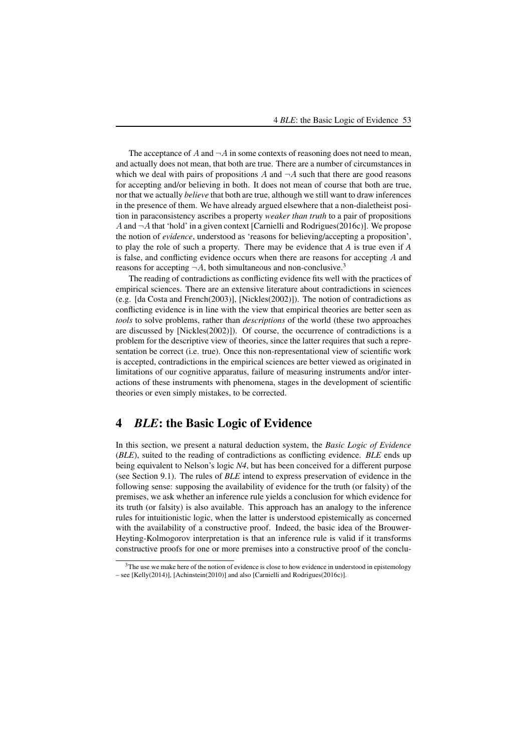The acceptance of $A$ and $\neg A$ in some contexts of reasoning does not need to mean, and actually does not mean, that both are true. There are a number of circumstances in which we deal with pairs of propositions $A$ and $\neg A$ such that there are good reasons for accepting and/or believing in both. It does not mean of course that both are true, nor that we actually *believe* that both are true, although we still want to draw inferences in the presence of them. We have already argued elsewhere that a non-dialetheist position in paraconsistency ascribes a property *weaker than truth* to a pair of propositions $A$ and $\neg A$ that 'hold' in a given context [Carnielli and Rodrigues(2016c)]. We propose the notion of *evidence*, understood as 'reasons for believing/accepting a proposition', to play the role of such a property. There may be evidence that *A* is true even if *A* is false, and conflicting evidence occurs when there are reasons for accepting $A$ and reasons for accepting $\neg A$, both simultaneous and non-conclusive.[3]

The reading of contradictions as conflicting evidence fits well with the practices of empirical sciences. There are an extensive literature about contradictions in sciences (e.g. [da Costa and French(2003)], [Nickles(2002)]). The notion of contradictions as conflicting evidence is in line with the view that empirical theories are better seen as *tools* to solve problems, rather than *descriptions* of the world (these two approaches are discussed by [Nickles(2002)]). Of course, the occurrence of contradictions is a problem for the descriptive view of theories, since the latter requires that such a representation be correct (i.e. true). Once this non-representational view of scientific work is accepted, contradictions in the empirical sciences are better viewed as originated in limitations of our cognitive apparatus, failure of measuring instruments and/or interactions of these instruments with phenomena, stages in the development of scientific theories or even simply mistakes, to be corrected.

## 4 *BLE*: the Basic Logic of Evidence

In this section, we present a natural deduction system, the *Basic Logic of Evidence* (*BLE*), suited to the reading of contradictions as conflicting evidence. *BLE* ends up being equivalent to Nelson's logic *N4*, but has been conceived for a different purpose (see Section 9.1). The rules of *BLE* intend to express preservation of evidence in the following sense: supposing the availability of evidence for the truth (or falsity) of the premises, we ask whether an inference rule yields a conclusion for which evidence for its truth (or falsity) is also available. This approach has an analogy to the inference rules for intuitionistic logic, when the latter is understood epistemically as concerned with the availability of a constructive proof. Indeed, the basic idea of the Brouwer-Heyting-Kolmogorov interpretation is that an inference rule is valid if it transforms constructive proofs for one or more premises into a constructive proof of the conclu-

[3] The use we make here of the notion of evidence is close to how evidence in understood in epistemology – see [Kelly(2014)], [Achinstein(2010)] and also [Carnielli and Rodrigues(2016c)].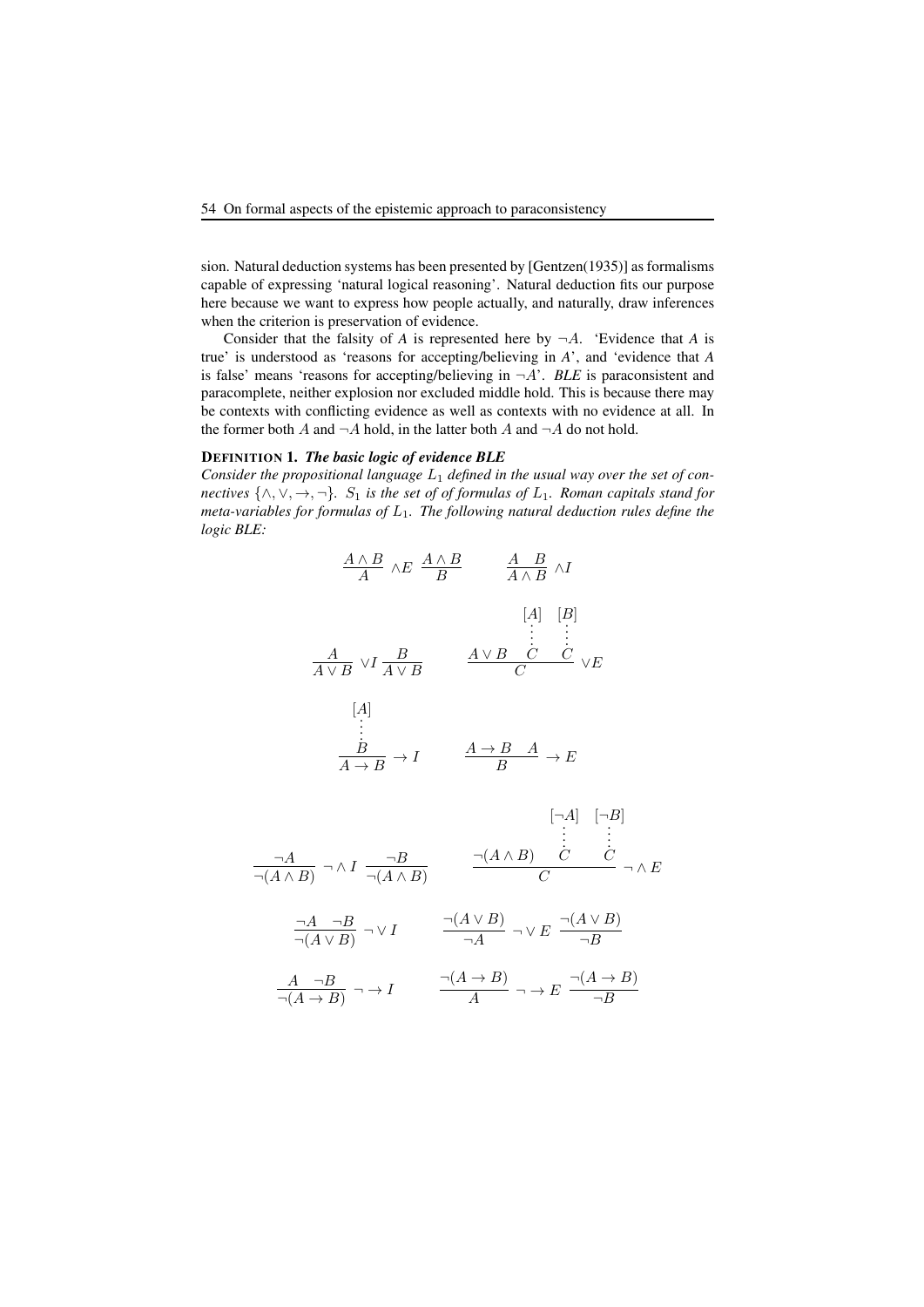sion. Natural deduction systems has been presented by [Gentzen(1935)] as formalisms capable of expressing 'natural logical reasoning'. Natural deduction fits our purpose here because we want to express how people actually, and naturally, draw inferences when the criterion is preservation of evidence.

Consider that the falsity of *A* is represented here by $\neg A$. 'Evidence that *A* is true' is understood as 'reasons for accepting/believing in *A*', and 'evidence that *A* is false' means 'reasons for accepting/believing in $\neg A$'. *BLE* is paraconsistent and paracomplete, neither explosion nor excluded middle hold. This is because there may be contexts with conflicting evidence as well as contexts with no evidence at all. In the former both $A$ and $\neg A$ hold, in the latter both $A$ and $\neg A$ do not hold.

**DEFINITION 1.** ***The basic logic of evidence BLE***
*Consider the propositional language $L_1$ defined in the usual way over the set of connectives $\{\wedge, \vee, \rightarrow, \neg\}$. $S_1$ is the set of of formulas of $L_1$. Roman capitals stand for meta-variables for formulas of $L_1$. The following natural deduction rules define the logic BLE:*

$$\frac{A \wedge B}{A} \wedge E \; \frac{A \wedge B}{B} \qquad \frac{A \quad B}{A \wedge B} \wedge I$$

$$\frac{A}{A \vee B} \vee I \; \frac{B}{A \vee B} \qquad \frac{A \vee B \quad \begin{matrix}[A] \\ \vdots \\ C\end{matrix} \quad \begin{matrix}[B] \\ \vdots \\ C\end{matrix}}{C} \vee E$$

$$\frac{\begin{matrix}[A] \\ \vdots \\ B\end{matrix}}{A \rightarrow B} \rightarrow I \qquad \frac{A \rightarrow B \quad A}{B} \rightarrow E$$

$$\frac{\neg A}{\neg(A \wedge B)} \neg \wedge I \; \frac{\neg B}{\neg(A \wedge B)} \qquad \frac{\neg(A \wedge B) \quad \begin{matrix}[\neg A] \\ \vdots \\ C\end{matrix} \quad \begin{matrix}[\neg B] \\ \vdots \\ C\end{matrix}}{C} \neg \wedge E$$

$$\frac{\neg A \quad \neg B}{\neg(A \vee B)} \neg \vee I \qquad \frac{\neg(A \vee B)}{\neg A} \neg \vee E \; \frac{\neg(A \vee B)}{\neg B}$$

$$\frac{A \quad \neg B}{\neg(A \rightarrow B)} \neg \rightarrow I \qquad \frac{\neg(A \rightarrow B)}{A} \neg \rightarrow E \; \frac{\neg(A \rightarrow B)}{\neg B}$$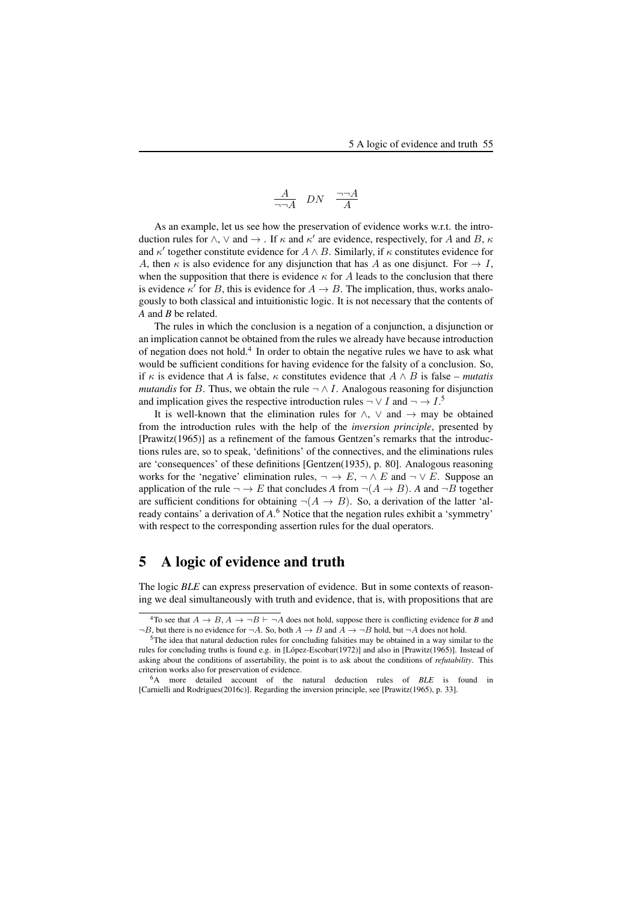$$\frac{A}{\neg\neg A} \quad DN \quad \frac{\neg\neg A}{A}$$

As an example, let us see how the preservation of evidence works w.r.t. the introduction rules for $\wedge$, $\vee$ and $\rightarrow$ . If $\kappa$ and $\kappa'$ are evidence, respectively, for $A$ and $B$, $\kappa$ and $\kappa'$ together constitute evidence for $A \wedge B$. Similarly, if $\kappa$ constitutes evidence for $A$, then $\kappa$ is also evidence for any disjunction that has $A$ as one disjunct. For $\rightarrow I$, when the supposition that there is evidence $\kappa$ for $A$ leads to the conclusion that there is evidence $\kappa'$ for $B$, this is evidence for $A \rightarrow B$. The implication, thus, works analogously to both classical and intuitionistic logic. It is not necessary that the contents of *A* and *B* be related.

The rules in which the conclusion is a negation of a conjunction, a disjunction or an implication cannot be obtained from the rules we already have because introduction of negation does not hold.[4] In order to obtain the negative rules we have to ask what would be sufficient conditions for having evidence for the falsity of a conclusion. So, if $\kappa$ is evidence that *A* is false, $\kappa$ constitutes evidence that $A \wedge B$ is false – *mutatis mutandis* for $B$. Thus, we obtain the rule $\neg \wedge I$. Analogous reasoning for disjunction and implication gives the respective introduction rules $\neg \vee I$ and $\neg \rightarrow I$.[5]

It is well-known that the elimination rules for $\wedge$, $\vee$ and $\rightarrow$ may be obtained from the introduction rules with the help of the *inversion principle*, presented by [Prawitz(1965)] as a refinement of the famous Gentzen's remarks that the introductions rules are, so to speak, 'definitions' of the connectives, and the eliminations rules are 'consequences' of these definitions [Gentzen(1935), p. 80]. Analogous reasoning works for the 'negative' elimination rules, $\neg \rightarrow E$, $\neg \wedge E$ and $\neg \vee E$. Suppose an application of the rule $\neg \rightarrow E$ that concludes *A* from $\neg(A \rightarrow B)$. *A* and $\neg B$ together are sufficient conditions for obtaining $\neg(A \rightarrow B)$. So, a derivation of the latter 'already contains' a derivation of *A*.[6] Notice that the negation rules exhibit a 'symmetry' with respect to the corresponding assertion rules for the dual operators.

## 5 A logic of evidence and truth

The logic *BLE* can express preservation of evidence. But in some contexts of reasoning we deal simultaneously with truth and evidence, that is, with propositions that are

---

[4] To see that $A \rightarrow B, A \rightarrow \neg B \vdash \neg A$ does not hold, suppose there is conflicting evidence for *B* and $\neg B$, but there is no evidence for $\neg A$. So, both $A \rightarrow B$ and $A \rightarrow \neg B$ hold, but $\neg A$ does not hold.

[5] The idea that natural deduction rules for concluding falsities may be obtained in a way similar to the rules for concluding truths is found e.g. in [López-Escobar(1972)] and also in [Prawitz(1965)]. Instead of asking about the conditions of assertability, the point is to ask about the conditions of *refutability*. This criterion works also for preservation of evidence.

[6] A more detailed account of the natural deduction rules of *BLE* is found in [Carnielli and Rodrigues(2016c)]. Regarding the inversion principle, see [Prawitz(1965), p. 33].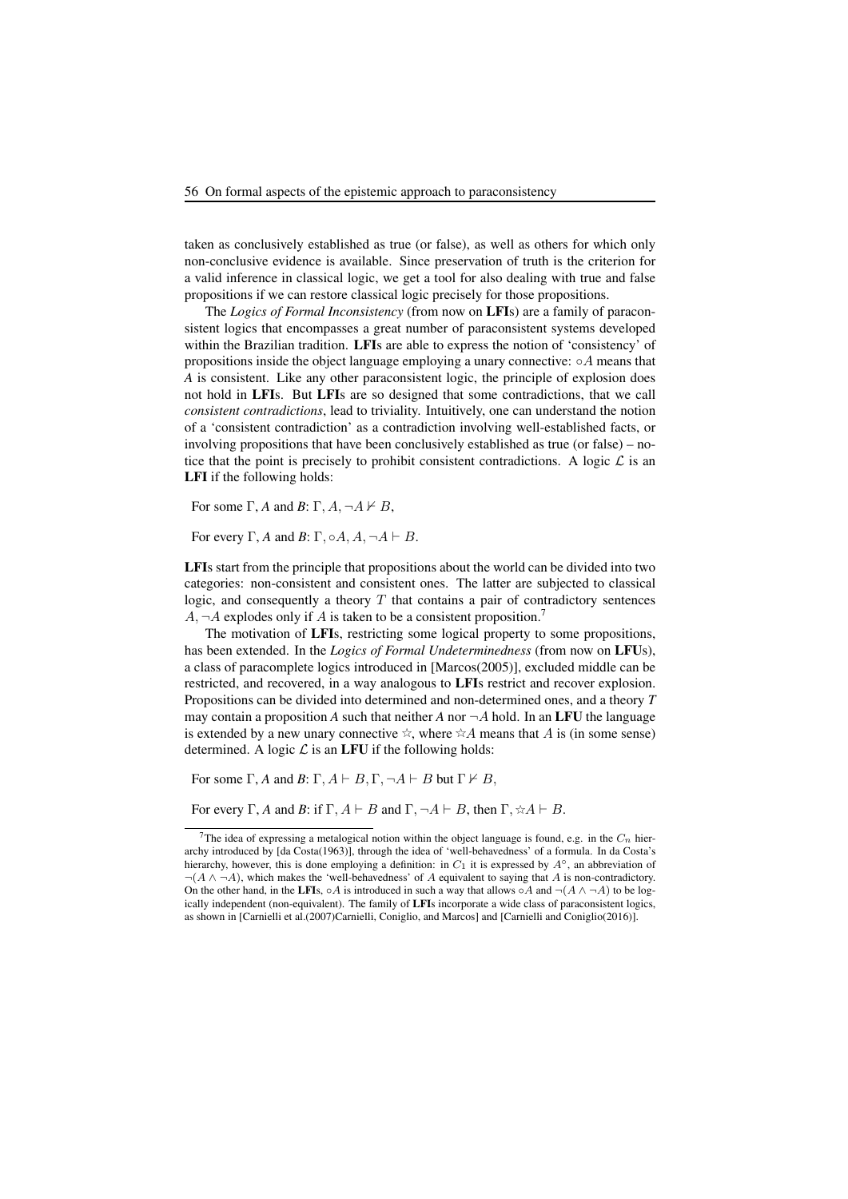taken as conclusively established as true (or false), as well as others for which only non-conclusive evidence is available. Since preservation of truth is the criterion for a valid inference in classical logic, we get a tool for also dealing with true and false propositions if we can restore classical logic precisely for those propositions.

The *Logics of Formal Inconsistency* (from now on **LFI**s) are a family of paraconsistent logics that encompasses a great number of paraconsistent systems developed within the Brazilian tradition. **LFI**s are able to express the notion of 'consistency' of propositions inside the object language employing a unary connective: $\circ A$ means that $A$ is consistent. Like any other paraconsistent logic, the principle of explosion does not hold in **LFI**s. But **LFI**s are so designed that some contradictions, that we call *consistent contradictions*, lead to triviality. Intuitively, one can understand the notion of a 'consistent contradiction' as a contradiction involving well-established facts, or involving propositions that have been conclusively established as true (or false) – notice that the point is precisely to prohibit consistent contradictions. A logic $\mathcal{L}$ is an **LFI** if the following holds:

For some $\Gamma$, $A$ and $B$: $\Gamma, A, \neg A \nvdash B$,

For every $\Gamma$, $A$ and $B$: $\Gamma, \circ A, A, \neg A \vdash B$.

**LFI**s start from the principle that propositions about the world can be divided into two categories: non-consistent and consistent ones. The latter are subjected to classical logic, and consequently a theory $T$ that contains a pair of contradictory sentences $A, \neg A$ explodes only if $A$ is taken to be a consistent proposition.[7]

The motivation of **LFI**s, restricting some logical property to some propositions, has been extended. In the *Logics of Formal Undeterminedness* (from now on **LFU**s), a class of paracomplete logics introduced in [Marcos(2005)], excluded middle can be restricted, and recovered, in a way analogous to **LFI**s restrict and recover explosion. Propositions can be divided into determined and non-determined ones, and a theory $T$ may contain a proposition $A$ such that neither $A$ nor $\neg A$ hold. In an **LFU** the language is extended by a new unary connective $\star$, where $\star A$ means that $A$ is (in some sense) determined. A logic $\mathcal{L}$ is an **LFU** if the following holds:

For some $\Gamma$, $A$ and $B$: $\Gamma, A \vdash B, \Gamma, \neg A \vdash B$ but $\Gamma \nvdash B$,

For every $\Gamma$, $A$ and $B$: if $\Gamma, A \vdash B$ and $\Gamma, \neg A \vdash B$, then $\Gamma, \star A \vdash B$.

[7] The idea of expressing a metalogical notion within the object language is found, e.g. in the $C_n$ hierarchy introduced by [da Costa(1963)], through the idea of 'well-behavedness' of a formula. In da Costa's hierarchy, however, this is done employing a definition: in $C_1$ it is expressed by $A^\circ$, an abbreviation of $\neg(A \wedge \neg A)$, which makes the 'well-behavedness' of $A$ equivalent to saying that $A$ is non-contradictory. On the other hand, in the **LFI**s, $\circ A$ is introduced in such a way that allows $\circ A$ and $\neg(A \wedge \neg A)$ to be logically independent (non-equivalent). The family of **LFI**s incorporate a wide class of paraconsistent logics, as shown in [Carnielli et al.(2007)Carnielli, Coniglio, and Marcos] and [Carnielli and Coniglio(2016)].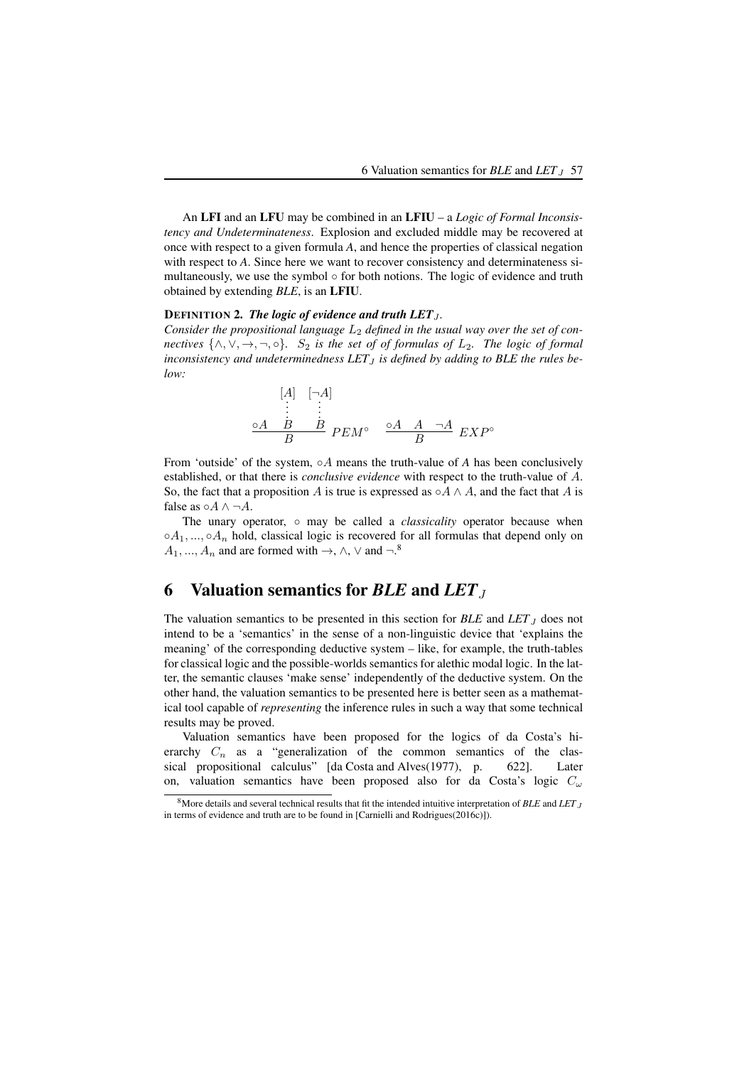An **LFI** and an **LFU** may be combined in an **LFIU** – a *Logic of Formal Inconsistency and Undeterminateness*. Explosion and excluded middle may be recovered at once with respect to a given formula *A*, and hence the properties of classical negation with respect to *A*. Since here we want to recover consistency and determinateness simultaneously, we use the symbol $\circ$ for both notions. The logic of evidence and truth obtained by extending *BLE*, is an **LFIU**.

**DEFINITION 2.** ***The logic of evidence and truth LET$_J$.***
*Consider the propositional language $L_2$ defined in the usual way over the set of connectives $\{\wedge, \vee, \rightarrow, \neg, \circ\}$. $S_2$ is the set of of formulas of $L_2$. The logic of formal inconsistency and undeterminedness LET$_J$ is defined by adding to BLE the rules below:*

$$\frac{\circ A \quad \begin{matrix}[A] \\ \vdots \\ B\end{matrix} \quad \begin{matrix}[\neg A] \\ \vdots \\ B\end{matrix}}{B} \; PEM^{\circ} \qquad \frac{\circ A \quad A \quad \neg A}{B} \; EXP^{\circ}$$

From 'outside' of the system, $\circ A$ means the truth-value of *A* has been conclusively established, or that there is *conclusive evidence* with respect to the truth-value of $A$. So, the fact that a proposition $A$ is true is expressed as $\circ A \wedge A$, and the fact that $A$ is false as $\circ A \wedge \neg A$.

The unary operator, $\circ$ may be called a *classicality* operator because when $\circ A_1, ..., \circ A_n$ hold, classical logic is recovered for all formulas that depend only on $A_1, ..., A_n$ and are formed with $\rightarrow$, $\wedge$, $\vee$ and $\neg$.[8]

# 6 Valuation semantics for *BLE* and *LET$_J$*

The valuation semantics to be presented in this section for *BLE* and *LET$_J$* does not intend to be a 'semantics' in the sense of a non-linguistic device that 'explains the meaning' of the corresponding deductive system – like, for example, the truth-tables for classical logic and the possible-worlds semantics for alethic modal logic. In the latter, the semantic clauses 'make sense' independently of the deductive system. On the other hand, the valuation semantics to be presented here is better seen as a mathematical tool capable of *representing* the inference rules in such a way that some technical results may be proved.

Valuation semantics have been proposed for the logics of da Costa's hierarchy $C_n$ as a "generalization of the common semantics of the classical propositional calculus" [da Costa and Alves(1977), p. 622]. Later on, valuation semantics have been proposed also for da Costa's logic $C_\omega$

[8] More details and several technical results that fit the intended intuitive interpretation of *BLE* and *LET$_J$* in terms of evidence and truth are to be found in [Carnielli and Rodrigues(2016c)]).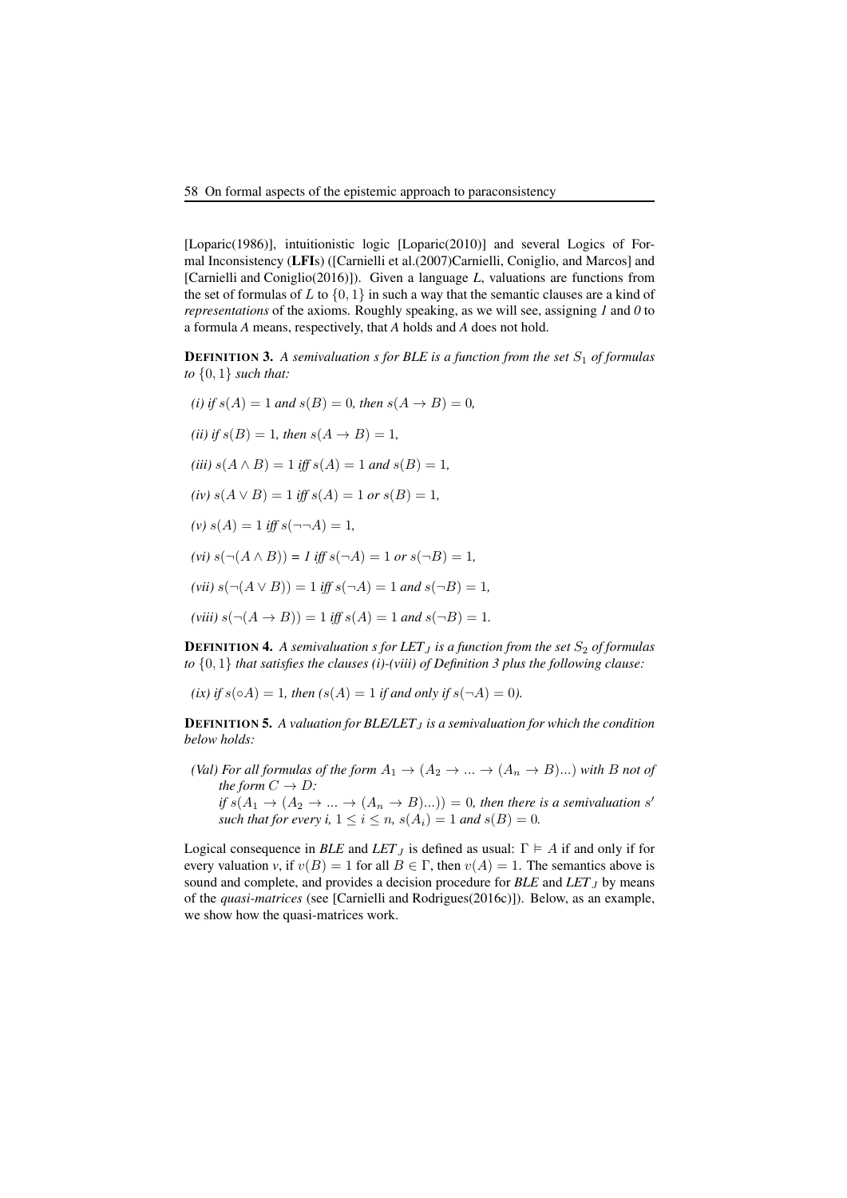[Loparic(1986)], intuitionistic logic [Loparic(2010)] and several Logics of Formal Inconsistency (**LFI**s) ([Carnielli et al.(2007)Carnielli, Coniglio, and Marcos] and [Carnielli and Coniglio(2016)]). Given a language *L*, valuations are functions from the set of formulas of $L$ to $\{0, 1\}$ in such a way that the semantic clauses are a kind of *representations* of the axioms. Roughly speaking, as we will see, assigning *1* and *0* to a formula *A* means, respectively, that *A* holds and *A* does not hold.

**DEFINITION 3.** *A semivaluation s for BLE is a function from the set $S_1$ of formulas to $\{0, 1\}$ such that:*

*(i) if* $s(A) = 1$ *and* $s(B) = 0$*, then* $s(A \to B) = 0$*,*

*(ii) if* $s(B) = 1$*, then* $s(A \to B) = 1$*,*

*(iii)* $s(A \wedge B) = 1$ *iff* $s(A) = 1$ *and* $s(B) = 1$*,*

*(iv)* $s(A \vee B) = 1$ *iff* $s(A) = 1$ *or* $s(B) = 1$*,*

*(v)* $s(A) = 1$ *iff* $s(\neg\neg A) = 1$*,*

*(vi)* $s(\neg(A \wedge B)) = 1$ *iff* $s(\neg A) = 1$ *or* $s(\neg B) = 1$*,*

*(vii)* $s(\neg(A \vee B)) = 1$ *iff* $s(\neg A) = 1$ *and* $s(\neg B) = 1$*,*

*(viii)* $s(\neg(A \to B)) = 1$ *iff* $s(A) = 1$ *and* $s(\neg B) = 1$*.*

**DEFINITION 4.** *A semivaluation s for $LET_J$ is a function from the set $S_2$ of formulas to $\{0, 1\}$ that satisfies the clauses (i)-(viii) of Definition 3 plus the following clause:*

*(ix) if* $s(\circ A) = 1$*, then (*$s(A) = 1$ *if and only if* $s(\neg A) = 0$*).*

**DEFINITION 5.** *A valuation for BLE/$LET_J$ is a semivaluation for which the condition below holds:*

*(Val) For all formulas of the form* $A_1 \to (A_2 \to \ldots \to (A_n \to B)\ldots)$ *with* $B$ *not of the form* $C \to D$*:*
*if* $s(A_1 \to (A_2 \to \ldots \to (A_n \to B)\ldots)) = 0$*, then there is a semivaluation* $s'$ *such that for every i,* $1 \leq i \leq n$*,* $s(A_i) = 1$ *and* $s(B) = 0$*.*

Logical consequence in *BLE* and *$LET_J$* is defined as usual: $\Gamma \vDash A$ if and only if for every valuation *v*, if $v(B) = 1$ for all $B \in \Gamma$, then $v(A) = 1$. The semantics above is sound and complete, and provides a decision procedure for *BLE* and *$LET_J$* by means of the *quasi-matrices* (see [Carnielli and Rodrigues(2016c)]). Below, as an example, we show how the quasi-matrices work.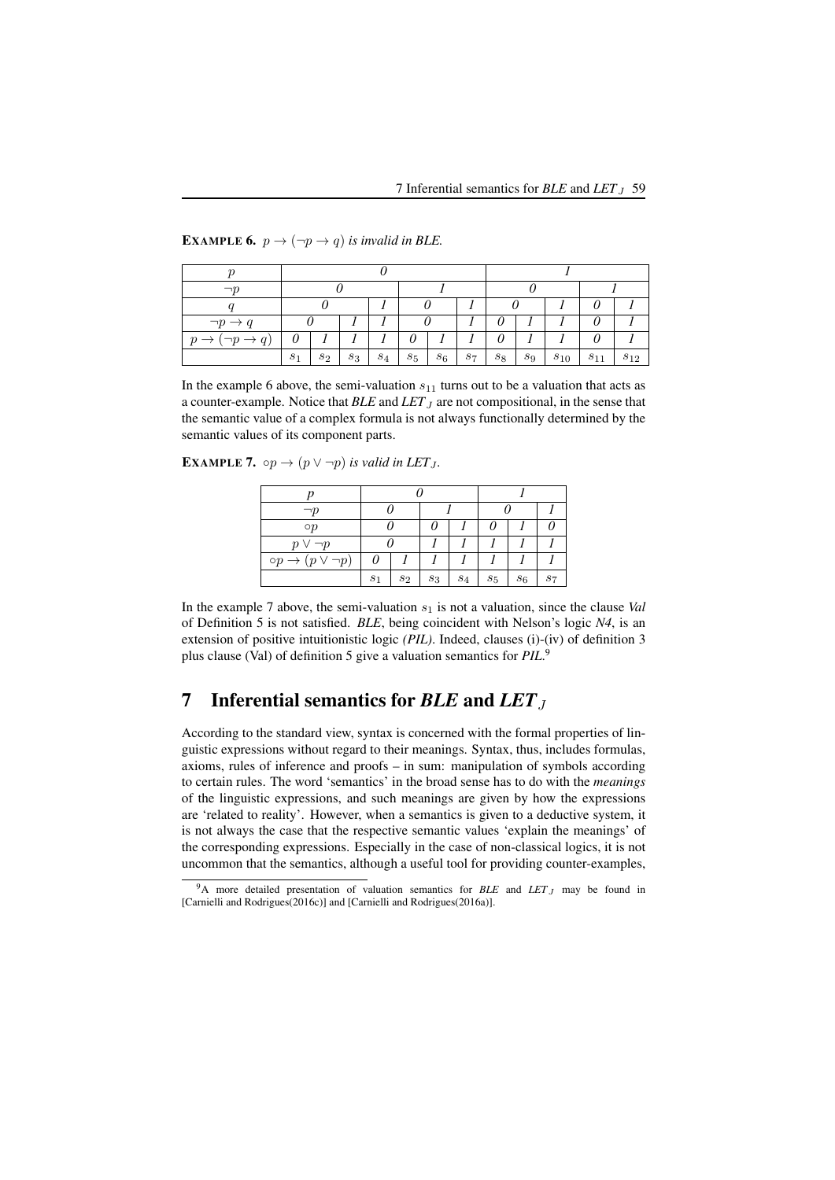**EXAMPLE 6.** *$p \to (\neg p \to q)$ is invalid in BLE.*

| $p$ | *0* | | | | | | | *1* | | | | |
|---|---|---|---|---|---|---|---|---|---|---|---|---|
| $\neg p$ | *0* | | | | *1* | | | *0* | | | *1* | |
| $q$ | *0* | | | *1* | *0* | | *1* | *0* | | *1* | *0* | *1* |
| $\neg p \to q$ | *0* | | *1* | *1* | *0* | | *1* | *0* | *1* | *1* | *0* | *1* |
| $p \to (\neg p \to q)$ | *0* | *1* | *1* | *1* | *0* | *1* | *1* | *0* | *1* | *1* | *0* | *1* |
| | $s_1$ | $s_2$ | $s_3$ | $s_4$ | $s_5$ | $s_6$ | $s_7$ | $s_8$ | $s_9$ | $s_{10}$ | $s_{11}$ | $s_{12}$ |

In the example 6 above, the semi-valuation $s_{11}$ turns out to be a valuation that acts as a counter-example. Notice that *BLE* and *LET*$_J$ are not compositional, in the sense that the semantic value of a complex formula is not always functionally determined by the semantic values of its component parts.

**EXAMPLE 7.** *$\circ p \to (p \vee \neg p)$ is valid in LET$_J$.*

| $p$ | *0* | | | | *1* | | |
|---|---|---|---|---|---|---|---|
| $\neg p$ | *0* | | *1* | | *0* | | *1* |
| $\circ p$ | *0* | | *0* | *1* | *0* | *1* | *0* |
| $p \vee \neg p$ | *0* | | *1* | *1* | *1* | *1* | *1* |
| $\circ p \to (p \vee \neg p)$ | *0* | *1* | *1* | *1* | *1* | *1* | *1* |
| | $s_1$ | $s_2$ | $s_3$ | $s_4$ | $s_5$ | $s_6$ | $s_7$ |

In the example 7 above, the semi-valuation $s_1$ is not a valuation, since the clause *Val* of Definition 5 is not satisfied. *BLE*, being coincident with Nelson's logic *N4*, is an extension of positive intuitionistic logic *(PIL)*. Indeed, clauses (i)-(iv) of definition 3 plus clause (Val) of definition 5 give a valuation semantics for *PIL*.[9]

## 7 Inferential semantics for *BLE* and *LET*$_J$

According to the standard view, syntax is concerned with the formal properties of linguistic expressions without regard to their meanings. Syntax, thus, includes formulas, axioms, rules of inference and proofs – in sum: manipulation of symbols according to certain rules. The word 'semantics' in the broad sense has to do with the *meanings* of the linguistic expressions, and such meanings are given by how the expressions are 'related to reality'. However, when a semantics is given to a deductive system, it is not always the case that the respective semantic values 'explain the meanings' of the corresponding expressions. Especially in the case of non-classical logics, it is not uncommon that the semantics, although a useful tool for providing counter-examples,

[9] A more detailed presentation of valuation semantics for *BLE* and *LET*$_J$ may be found in [Carnielli and Rodrigues(2016c)] and [Carnielli and Rodrigues(2016a)].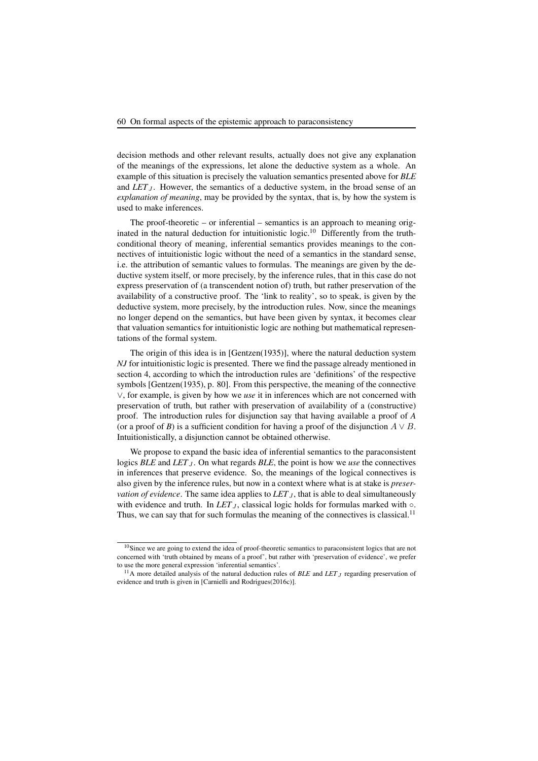decision methods and other relevant results, actually does not give any explanation of the meanings of the expressions, let alone the deductive system as a whole. An example of this situation is precisely the valuation semantics presented above for *BLE* and $LET_J$. However, the semantics of a deductive system, in the broad sense of an *explanation of meaning*, may be provided by the syntax, that is, by how the system is used to make inferences.

The proof-theoretic – or inferential – semantics is an approach to meaning originated in the natural deduction for intuitionistic logic.[10] Differently from the truth-conditional theory of meaning, inferential semantics provides meanings to the connectives of intuitionistic logic without the need of a semantics in the standard sense, i.e. the attribution of semantic values to formulas. The meanings are given by the deductive system itself, or more precisely, by the inference rules, that in this case do not express preservation of (a transcendent notion of) truth, but rather preservation of the availability of a constructive proof. The 'link to reality', so to speak, is given by the deductive system, more precisely, by the introduction rules. Now, since the meanings no longer depend on the semantics, but have been given by syntax, it becomes clear that valuation semantics for intuitionistic logic are nothing but mathematical representations of the formal system.

The origin of this idea is in [Gentzen(1935)], where the natural deduction system *NJ* for intuitionistic logic is presented. There we find the passage already mentioned in section 4, according to which the introduction rules are 'definitions' of the respective symbols [Gentzen(1935), p. 80]. From this perspective, the meaning of the connective $\vee$, for example, is given by how we *use* it in inferences which are not concerned with preservation of truth, but rather with preservation of availability of a (constructive) proof. The introduction rules for disjunction say that having available a proof of *A* (or a proof of *B*) is a sufficient condition for having a proof of the disjunction $A \vee B$. Intuitionistically, a disjunction cannot be obtained otherwise.

We propose to expand the basic idea of inferential semantics to the paraconsistent logics *BLE* and $LET_J$. On what regards *BLE*, the point is how we *use* the connectives in inferences that preserve evidence. So, the meanings of the logical connectives is also given by the inference rules, but now in a context where what is at stake is *preservation of evidence*. The same idea applies to $LET_J$, that is able to deal simultaneously with evidence and truth. In $LET_J$, classical logic holds for formulas marked with $\circ$. Thus, we can say that for such formulas the meaning of the connectives is classical.[11]

---

[10] Since we are going to extend the idea of proof-theoretic semantics to paraconsistent logics that are not concerned with 'truth obtained by means of a proof', but rather with 'preservation of evidence', we prefer to use the more general expression 'inferential semantics'.

[11] A more detailed analysis of the natural deduction rules of *BLE* and $LET_J$ regarding preservation of evidence and truth is given in [Carnielli and Rodrigues(2016c)].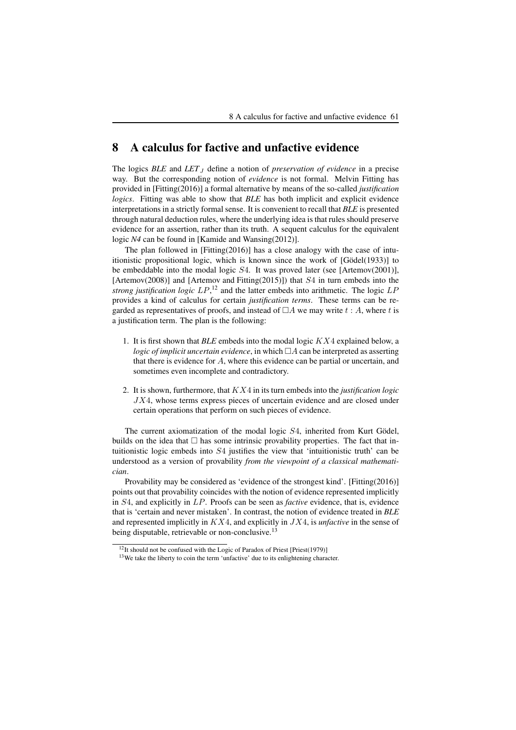# 8 A calculus for factive and unfactive evidence

The logics ***BLE*** and ***LET***$_J$ define a notion of *preservation of evidence* in a precise way. But the corresponding notion of *evidence* is not formal. Melvin Fitting has provided in [Fitting(2016)] a formal alternative by means of the so-called *justification logics*. Fitting was able to show that ***BLE*** has both implicit and explicit evidence interpretations in a strictly formal sense. It is convenient to recall that ***BLE*** is presented through natural deduction rules, where the underlying idea is that rules should preserve evidence for an assertion, rather than its truth. A sequent calculus for the equivalent logic ***N4*** can be found in [Kamide and Wansing(2012)].

The plan followed in [Fitting(2016)] has a close analogy with the case of intuitionistic propositional logic, which is known since the work of [Gödel(1933)] to be embeddable into the modal logic $S4$. It was proved later (see [Artemov(2001)], [Artemov(2008)] and [Artemov and Fitting(2015)]) that $S4$ in turn embeds into the *strong justification logic* $LP$,[12] and the latter embeds into arithmetic. The logic $LP$ provides a kind of calculus for certain *justification terms*. These terms can be regarded as representatives of proofs, and instead of $\Box A$ we may write $t : A$, where $t$ is a justification term. The plan is the following:

1. It is first shown that ***BLE*** embeds into the modal logic $KX4$ explained below, a *logic of implicit uncertain evidence*, in which $\Box A$ can be interpreted as asserting that there is evidence for $A$, where this evidence can be partial or uncertain, and sometimes even incomplete and contradictory.
2. It is shown, furthermore, that $KX4$ in its turn embeds into the *justification logic* $JX4$, whose terms express pieces of uncertain evidence and are closed under certain operations that perform on such pieces of evidence.

The current axiomatization of the modal logic $S4$, inherited from Kurt Gödel, builds on the idea that $\Box$ has some intrinsic provability properties. The fact that intuitionistic logic embeds into $S4$ justifies the view that 'intuitionistic truth' can be understood as a version of provability *from the viewpoint of a classical mathematician*.

Provability may be considered as 'evidence of the strongest kind'. [Fitting(2016)] points out that provability coincides with the notion of evidence represented implicitly in $S4$, and explicitly in $LP$. Proofs can be seen as *factive* evidence, that is, evidence that is 'certain and never mistaken'. In contrast, the notion of evidence treated in ***BLE*** and represented implicitly in $KX4$, and explicitly in $JX4$, is *unfactive* in the sense of being disputable, retrievable or non-conclusive.[13]

[12] It should not be confused with the Logic of Paradox of Priest [Priest(1979)]

[13] We take the liberty to coin the term 'unfactive' due to its enlightening character.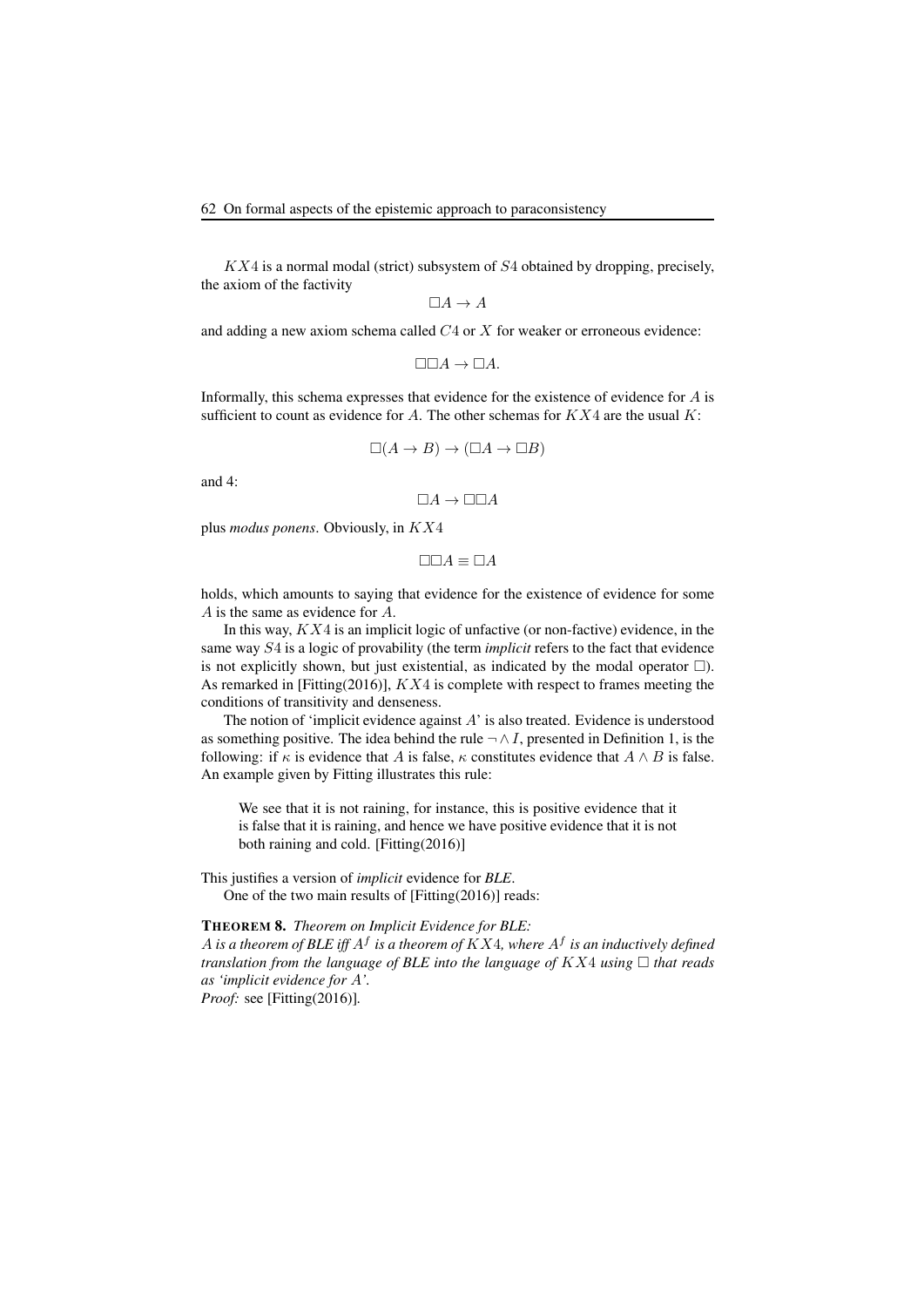$KX4$ is a normal modal (strict) subsystem of $S4$ obtained by dropping, precisely, the axiom of the factivity

$$\Box A \rightarrow A$$

and adding a new axiom schema called $C4$ or $X$ for weaker or erroneous evidence:

$$\Box\Box A \rightarrow \Box A.$$

Informally, this schema expresses that evidence for the existence of evidence for $A$ is sufficient to count as evidence for $A$. The other schemas for $KX4$ are the usual $K$:

$$\Box(A \rightarrow B) \rightarrow (\Box A \rightarrow \Box B)$$

and 4:

$$\Box A \rightarrow \Box\Box A$$

plus *modus ponens*. Obviously, in $KX4$

$$\Box\Box A \equiv \Box A$$

holds, which amounts to saying that evidence for the existence of evidence for some $A$ is the same as evidence for $A$.

In this way, $KX4$ is an implicit logic of unfactive (or non-factive) evidence, in the same way $S4$ is a logic of provability (the term *implicit* refers to the fact that evidence is not explicitly shown, but just existential, as indicated by the modal operator $\Box$). As remarked in [Fitting(2016)], $KX4$ is complete with respect to frames meeting the conditions of transitivity and denseness.

The notion of 'implicit evidence against $A$' is also treated. Evidence is understood as something positive. The idea behind the rule $\neg \wedge I$, presented in Definition 1, is the following: if $\kappa$ is evidence that $A$ is false, $\kappa$ constitutes evidence that $A \wedge B$ is false. An example given by Fitting illustrates this rule:

> We see that it is not raining, for instance, this is positive evidence that it is false that it is raining, and hence we have positive evidence that it is not both raining and cold. [Fitting(2016)]

This justifies a version of *implicit* evidence for ***BLE***.

One of the two main results of [Fitting(2016)] reads:

**THEOREM 8.** *Theorem on Implicit Evidence for BLE:*
*$A$ is a theorem of **BLE** iff $A^f$ is a theorem of $KX4$, where $A^f$ is an inductively defined translation from the language of **BLE** into the language of $KX4$ using $\Box$ that reads as 'implicit evidence for $A$'.*
*Proof:* see [Fitting(2016)].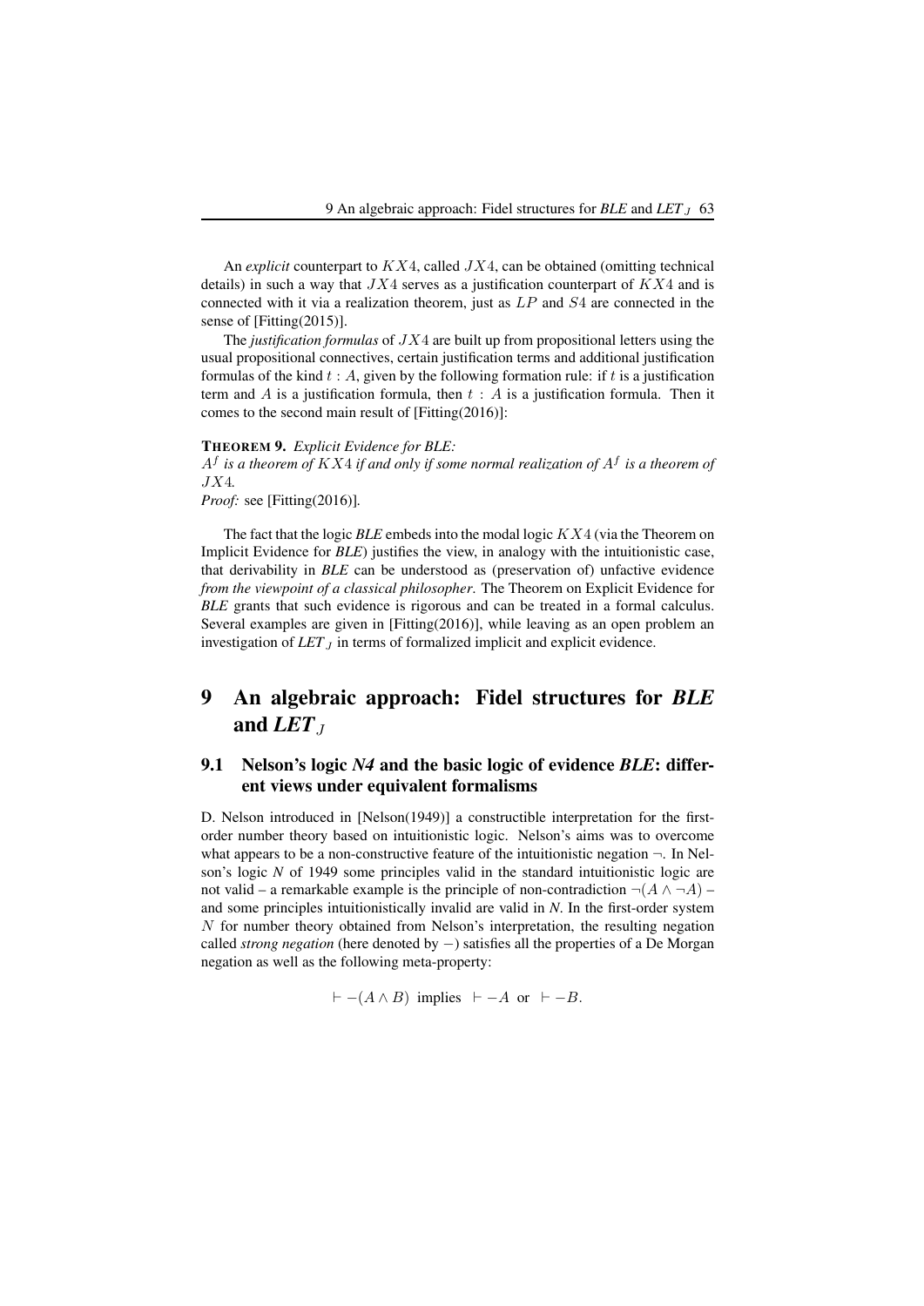An *explicit* counterpart to $KX4$, called $JX4$, can be obtained (omitting technical details) in such a way that $JX4$ serves as a justification counterpart of $KX4$ and is connected with it via a realization theorem, just as $LP$ and $S4$ are connected in the sense of [Fitting(2015)].

The *justification formulas* of $JX4$ are built up from propositional letters using the usual propositional connectives, certain justification terms and additional justification formulas of the kind $t : A$, given by the following formation rule: if $t$ is a justification term and $A$ is a justification formula, then $t : A$ is a justification formula. Then it comes to the second main result of [Fitting(2016)]:

**THEOREM 9.** *Explicit Evidence for BLE:*
*$A^f$ is a theorem of $KX4$ if and only if some normal realization of $A^f$ is a theorem of $JX4$.*
*Proof:* see [Fitting(2016)].

The fact that the logic *BLE* embeds into the modal logic $KX4$ (via the Theorem on Implicit Evidence for *BLE*) justifies the view, in analogy with the intuitionistic case, that derivability in *BLE* can be understood as (preservation of) unfactive evidence *from the viewpoint of a classical philosopher*. The Theorem on Explicit Evidence for *BLE* grants that such evidence is rigorous and can be treated in a formal calculus. Several examples are given in [Fitting(2016)], while leaving as an open problem an investigation of *LET*$_J$ in terms of formalized implicit and explicit evidence.

# 9 An algebraic approach: Fidel structures for *BLE* and *LET*$_J$

## 9.1 Nelson's logic *N4* and the basic logic of evidence *BLE*: different views under equivalent formalisms

D. Nelson introduced in [Nelson(1949)] a constructible interpretation for the first-order number theory based on intuitionistic logic. Nelson's aims was to overcome what appears to be a non-constructive feature of the intuitionistic negation $\neg$. In Nelson's logic *N* of 1949 some principles valid in the standard intuitionistic logic are not valid – a remarkable example is the principle of non-contradiction $\neg(A \wedge \neg A)$ – and some principles intuitionistically invalid are valid in *N*. In the first-order system $N$ for number theory obtained from Nelson's interpretation, the resulting negation called *strong negation* (here denoted by $-$) satisfies all the properties of a De Morgan negation as well as the following meta-property:

$$\vdash -(A \wedge B) \text{ implies } \vdash -A \text{ or } \vdash -B.$$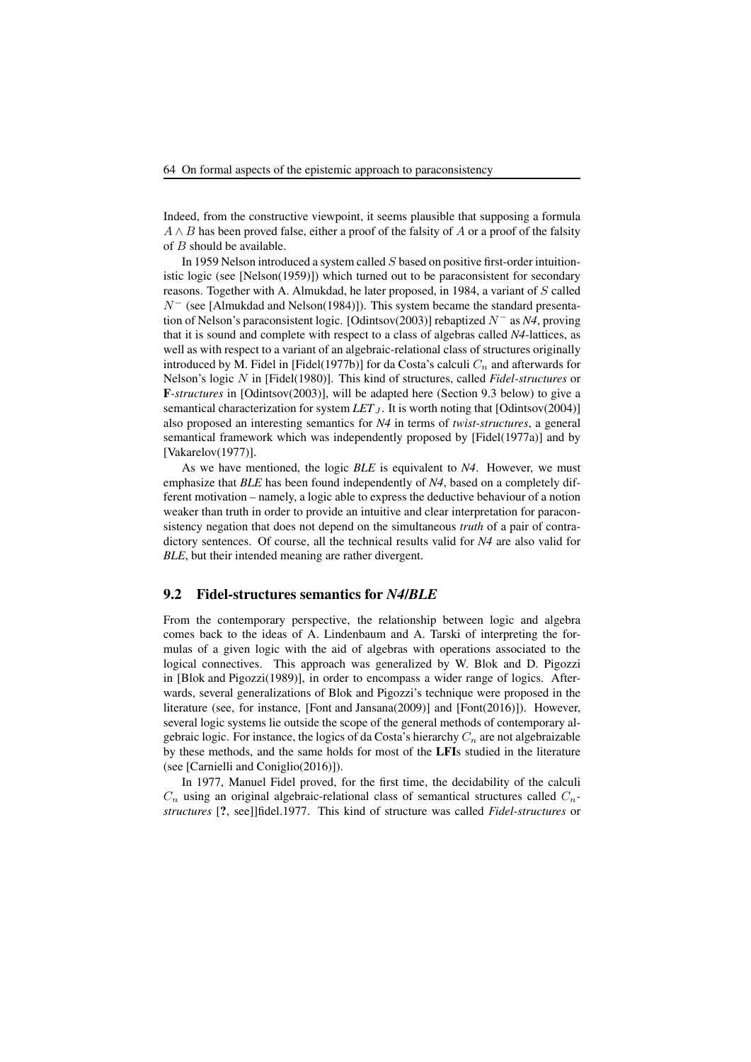Indeed, from the constructive viewpoint, it seems plausible that supposing a formula $A \wedge B$ has been proved false, either a proof of the falsity of $A$ or a proof of the falsity of $B$ should be available.

In 1959 Nelson introduced a system called $S$ based on positive first-order intuitionistic logic (see [Nelson(1959)]) which turned out to be paraconsistent for secondary reasons. Together with A. Almukdad, he later proposed, in 1984, a variant of $S$ called $N^-$ (see [Almukdad and Nelson(1984)]). This system became the standard presentation of Nelson's paraconsistent logic. [Odintsov(2003)] rebaptized $N^-$ as *N4*, proving that it is sound and complete with respect to a class of algebras called *N4*-lattices, as well as with respect to a variant of an algebraic-relational class of structures originally introduced by M. Fidel in [Fidel(1977b)] for da Costa's calculi $C_n$ and afterwards for Nelson's logic $N$ in [Fidel(1980)]. This kind of structures, called *Fidel-structures* or **F**-*structures* in [Odintsov(2003)], will be adapted here (Section 9.3 below) to give a semantical characterization for system *LET*$_J$. It is worth noting that [Odintsov(2004)] also proposed an interesting semantics for *N4* in terms of *twist-structures*, a general semantical framework which was independently proposed by [Fidel(1977a)] and by [Vakarelov(1977)].

As we have mentioned, the logic *BLE* is equivalent to *N4*. However, we must emphasize that *BLE* has been found independently of *N4*, based on a completely different motivation – namely, a logic able to express the deductive behaviour of a notion weaker than truth in order to provide an intuitive and clear interpretation for paraconsistency negation that does not depend on the simultaneous *truth* of a pair of contradictory sentences. Of course, all the technical results valid for *N4* are also valid for *BLE*, but their intended meaning are rather divergent.

## 9.2 Fidel-structures semantics for *N4/BLE*

From the contemporary perspective, the relationship between logic and algebra comes back to the ideas of A. Lindenbaum and A. Tarski of interpreting the formulas of a given logic with the aid of algebras with operations associated to the logical connectives. This approach was generalized by W. Blok and D. Pigozzi in [Blok and Pigozzi(1989)], in order to encompass a wider range of logics. Afterwards, several generalizations of Blok and Pigozzi's technique were proposed in the literature (see, for instance, [Font and Jansana(2009)] and [Font(2016)]). However, several logic systems lie outside the scope of the general methods of contemporary algebraic logic. For instance, the logics of da Costa's hierarchy $C_n$ are not algebraizable by these methods, and the same holds for most of the **LFI**s studied in the literature (see [Carnielli and Coniglio(2016)]).

In 1977, Manuel Fidel proved, for the first time, the decidability of the calculi $C_n$ using an original algebraic-relational class of semantical structures called $C_n$-*structures* [?, see]]fidel.1977. This kind of structure was called *Fidel-structures* or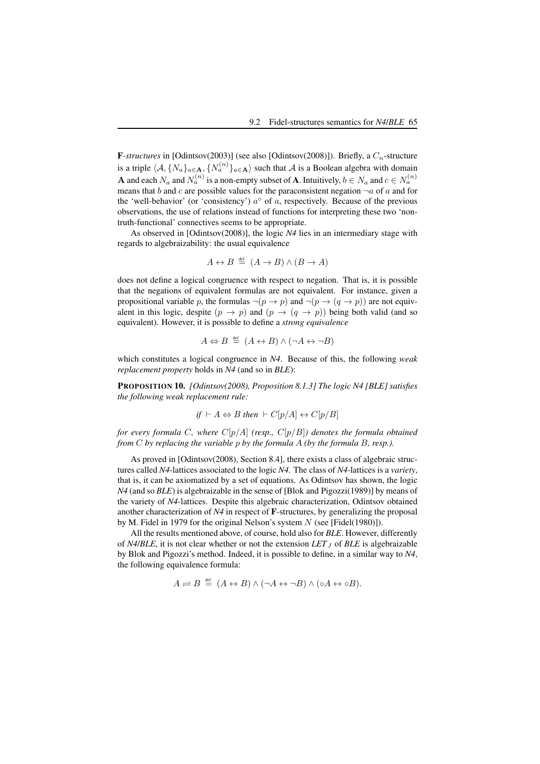**F**-*structures* in [Odintsov(2003)] (see also [Odintsov(2008)]). Briefly, a $C_n$-structure is a triple $\langle \mathcal{A}, \{N_a\}_{a \in \mathbf{A}}, \{N_a^{(n)}\}_{a \in \mathbf{A}} \rangle$ such that $\mathcal{A}$ is a Boolean algebra with domain $\mathbf{A}$ and each $N_a$ and $N_a^{(n)}$ is a non-empty subset of $\mathbf{A}$. Intuitively, $b \in N_a$ and $c \in N_a^{(n)}$ means that $b$ and $c$ are possible values for the paraconsistent negation $\neg a$ of $a$ and for the 'well-behavior' (or 'consistency') $a^\circ$ of $a$, respectively. Because of the previous observations, the use of relations instead of functions for interpreting these two 'non-truth-functional' connectives seems to be appropriate.

As observed in [Odintsov(2008)], the logic *N4* lies in an intermediary stage with regards to algebraizability: the usual equivalence

$$A \leftrightarrow B \stackrel{\text{def}}{=} (A \to B) \wedge (B \to A)$$

does not define a logical congruence with respect to negation. That is, it is possible that the negations of equivalent formulas are not equivalent. For instance, given a propositional variable $p$, the formulas $\neg(p \to p)$ and $\neg(p \to (q \to p))$ are not equivalent in this logic, despite $(p \to p)$ and $(p \to (q \to p))$ being both valid (and so equivalent). However, it is possible to define a *strong equivalence*

$$A \Leftrightarrow B \stackrel{\text{def}}{=} (A \leftrightarrow B) \wedge (\neg A \leftrightarrow \neg B)$$

which constitutes a logical congruence in *N4*. Because of this, the following *weak replacement property* holds in *N4* (and so in *BLE*):

**PROPOSITION 10.** *[Odintsov(2008), Proposition 8.1.3] The logic N4 [BLE] satisfies the following weak replacement rule:*

$$\textit{if} \vdash A \Leftrightarrow B \textit{ then } \vdash C[p/A] \leftrightarrow C[p/B]$$

*for every formula $C$, where $C[p/A]$ (resp., $C[p/B]$) denotes the formula obtained from $C$ by replacing the variable $p$ by the formula $A$ (by the formula $B$, resp.).*

As proved in [Odintsov(2008), Section 8.4], there exists a class of algebraic structures called *N4*-lattices associated to the logic *N4*. The class of *N4*-lattices is a *variety*, that is, it can be axiomatized by a set of equations. As Odintsov has shown, the logic *N4* (and so *BLE*) is algebraizable in the sense of [Blok and Pigozzi(1989)] by means of the variety of *N4*-lattices. Despite this algebraic characterization, Odintsov obtained another characterization of *N4* in respect of **F**-structures, by generalizing the proposal by M. Fidel in 1979 for the original Nelson's system $N$ (see [Fidel(1980)]).

All the results mentioned above, of course, hold also for *BLE*. However, differently of *N4*/*BLE*, it is not clear whether or not the extension *LET*$_J$ of *BLE* is algebraizable by Blok and Pigozzi's method. Indeed, it is possible to define, in a similar way to *N4*, the following equivalence formula:

$$A \rightleftharpoons B \stackrel{\text{def}}{=} (A \leftrightarrow B) \wedge (\neg A \leftrightarrow \neg B) \wedge (\circ A \leftrightarrow \circ B).$$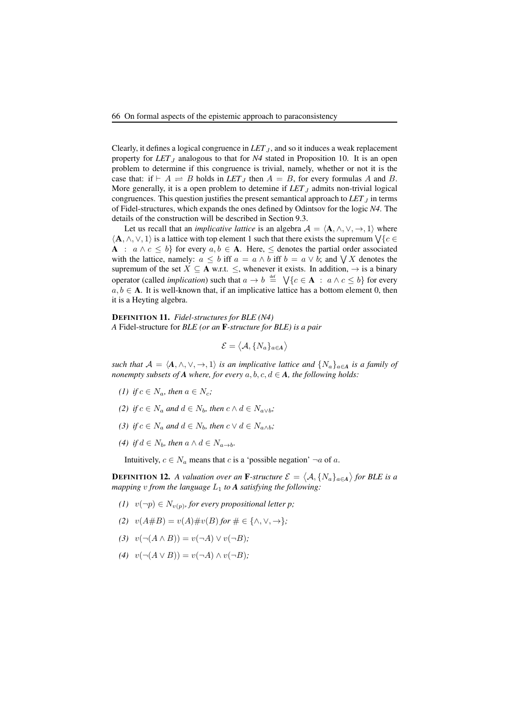Clearly, it defines a logical congruence in *LET*$_J$, and so it induces a weak replacement property for *LET*$_J$ analogous to that for *N4* stated in Proposition 10. It is an open problem to determine if this congruence is trivial, namely, whether or not it is the case that: if $\vdash A \rightleftharpoons B$ holds in *LET*$_J$ then $A = B$, for every formulas $A$ and $B$. More generally, it is a open problem to detemine if *LET*$_J$ admits non-trivial logical congruences. This question justifies the present semantical approach to *LET*$_J$ in terms of Fidel-structures, which expands the ones defined by Odintsov for the logic *N4*. The details of the construction will be described in Section 9.3.

Let us recall that an *implicative lattice* is an algebra $\mathcal{A} = \langle \mathbf{A}, \wedge, \vee, \rightarrow, 1 \rangle$ where $\langle \mathbf{A}, \wedge, \vee, 1 \rangle$ is a lattice with top element 1 such that there exists the supremum $\bigvee\{c \in \mathbf{A} \ : \ a \wedge c \leq b\}$ for every $a, b \in \mathbf{A}$. Here, $\leq$ denotes the partial order associated with the lattice, namely: $a \leq b$ iff $a = a \wedge b$ iff $b = a \vee b$; and $\bigvee X$ denotes the supremum of the set $X \subseteq \mathbf{A}$ w.r.t. $\leq$, whenever it exists. In addition, $\rightarrow$ is a binary operator (called *implication*) such that $a \rightarrow b \stackrel{\text{def}}{=} \bigvee\{c \in \mathbf{A} \ : \ a \wedge c \leq b\}$ for every $a, b \in \mathbf{A}$. It is well-known that, if an implicative lattice has a bottom element 0, then it is a Heyting algebra.

**DEFINITION 11.** *Fidel-structures for BLE (N4)*
*A* Fidel-structure *for BLE (or an* **F***-structure for BLE) is a pair*

$$\mathcal{E} = \langle \mathcal{A}, \{N_a\}_{a \in \mathbf{A}} \rangle$$

*such that $\mathcal{A} = \langle \mathbf{A}, \wedge, \vee, \rightarrow, 1 \rangle$ is an implicative lattice and $\{N_a\}_{a \in \mathbf{A}}$ is a family of nonempty subsets of $\mathbf{A}$ where, for every $a, b, c, d \in \mathbf{A}$, the following holds:*

*(1) if $c \in N_a$, then $a \in N_c$;*

*(2) if $c \in N_a$ and $d \in N_b$, then $c \wedge d \in N_{a \vee b}$;*

*(3) if $c \in N_a$ and $d \in N_b$, then $c \vee d \in N_{a \wedge b}$;*

*(4) if $d \in N_b$, then $a \wedge d \in N_{a \rightarrow b}$.*

Intuitively, $c \in N_a$ means that $c$ is a 'possible negation' $\neg a$ of $a$.

**DEFINITION 12.** *A valuation over an* **F***-structure $\mathcal{E} = \langle \mathcal{A}, \{N_a\}_{a \in \mathbf{A}} \rangle$ for BLE is a mapping $v$ from the language $L_1$ to $\mathbf{A}$ satisfying the following:*

*(1) $v(\neg p) \in N_{v(p)}$, for every propositional letter p;*

*(2) $v(A \# B) = v(A) \# v(B)$ for $\# \in \{\wedge, \vee, \rightarrow\}$;*

*(3) $v(\neg(A \wedge B)) = v(\neg A) \vee v(\neg B)$;*

*(4) $v(\neg(A \vee B)) = v(\neg A) \wedge v(\neg B)$;*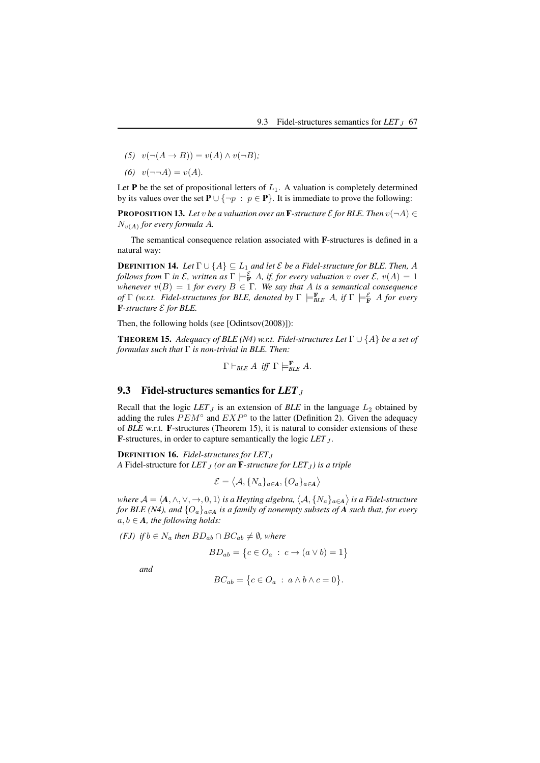(5) $v(\neg(A \to B)) = v(A) \wedge v(\neg B)$;

(6) $v(\neg\neg A) = v(A)$.

Let $\mathbf{P}$ be the set of propositional letters of $L_1$. A valuation is completely determined by its values over the set $\mathbf{P} \cup \{\neg p \ : \ p \in \mathbf{P}\}$. It is immediate to prove the following:

**PROPOSITION 13.** *Let $v$ be a valuation over an* **F***-structure $\mathcal{E}$ for BLE. Then $v(\neg A) \in N_{v(A)}$ for every formula $A$.*

The semantical consequence relation associated with **F**-structures is defined in a natural way:

**DEFINITION 14.** *Let $\Gamma \cup \{A\} \subseteq L_1$ and let $\mathcal{E}$ be a Fidel-structure for BLE. Then, $A$ follows from $\Gamma$ in $\mathcal{E}$, written as $\Gamma \models^{\mathcal{E}}_{\mathbf{F}} A$, if, for every valuation $v$ over $\mathcal{E}$, $v(A) = 1$ whenever $v(B) = 1$ for every $B \in \Gamma$. We say that $A$ is a semantical consequence of $\Gamma$ (w.r.t. Fidel-structures for BLE, denoted by $\Gamma \models^{\mathbf{F}}_{BLE} A$, if $\Gamma \models^{\mathcal{E}}_{\mathbf{F}} A$ for every* **F***-structure $\mathcal{E}$ for BLE.*

Then, the following holds (see [Odintsov(2008)]):

**THEOREM 15.** *Adequacy of BLE (N4) w.r.t. Fidel-structures Let $\Gamma \cup \{A\}$ be a set of formulas such that $\Gamma$ is non-trivial in BLE. Then:*

$$\Gamma \vdash_{BLE} A \ \text{ iff } \ \Gamma \models^{\mathbf{F}}_{BLE} A.$$

## 9.3 Fidel-structures semantics for *LET*$_J$

Recall that the logic *LET*$_J$ is an extension of *BLE* in the language $L_2$ obtained by adding the rules $PEM^{\circ}$ and $EXP^{\circ}$ to the latter (Definition 2). Given the adequacy of *BLE* w.r.t. **F**-structures (Theorem 15), it is natural to consider extensions of these **F**-structures, in order to capture semantically the logic *LET*$_J$.

**DEFINITION 16.** *Fidel-structures for LET$_J$*
*A* Fidel-structure for *LET*$_J$ *(or an* **F***-structure for LET$_J$) is a triple*

$$\mathcal{E} = \langle \mathcal{A}, \{N_a\}_{a \in \boldsymbol{A}}, \{O_a\}_{a \in \boldsymbol{A}} \rangle$$

*where $\mathcal{A} = \langle \boldsymbol{A}, \wedge, \vee, \to, 0, 1 \rangle$ is a Heyting algebra, $\langle \mathcal{A}, \{N_a\}_{a \in \boldsymbol{A}} \rangle$ is a Fidel-structure for BLE (N4), and $\{O_a\}_{a \in \boldsymbol{A}}$ is a family of nonempty subsets of $\boldsymbol{A}$ such that, for every $a, b \in \boldsymbol{A}$, the following holds:*

*(FJ) if $b \in N_a$ then $BD_{ab} \cap BC_{ab} \neq \emptyset$, where*

$$BD_{ab} = \{c \in O_a \ : \ c \to (a \vee b) = 1\}$$

*and*

$$BC_{ab} = \{c \in O_a \ : \ a \wedge b \wedge c = 0\}.$$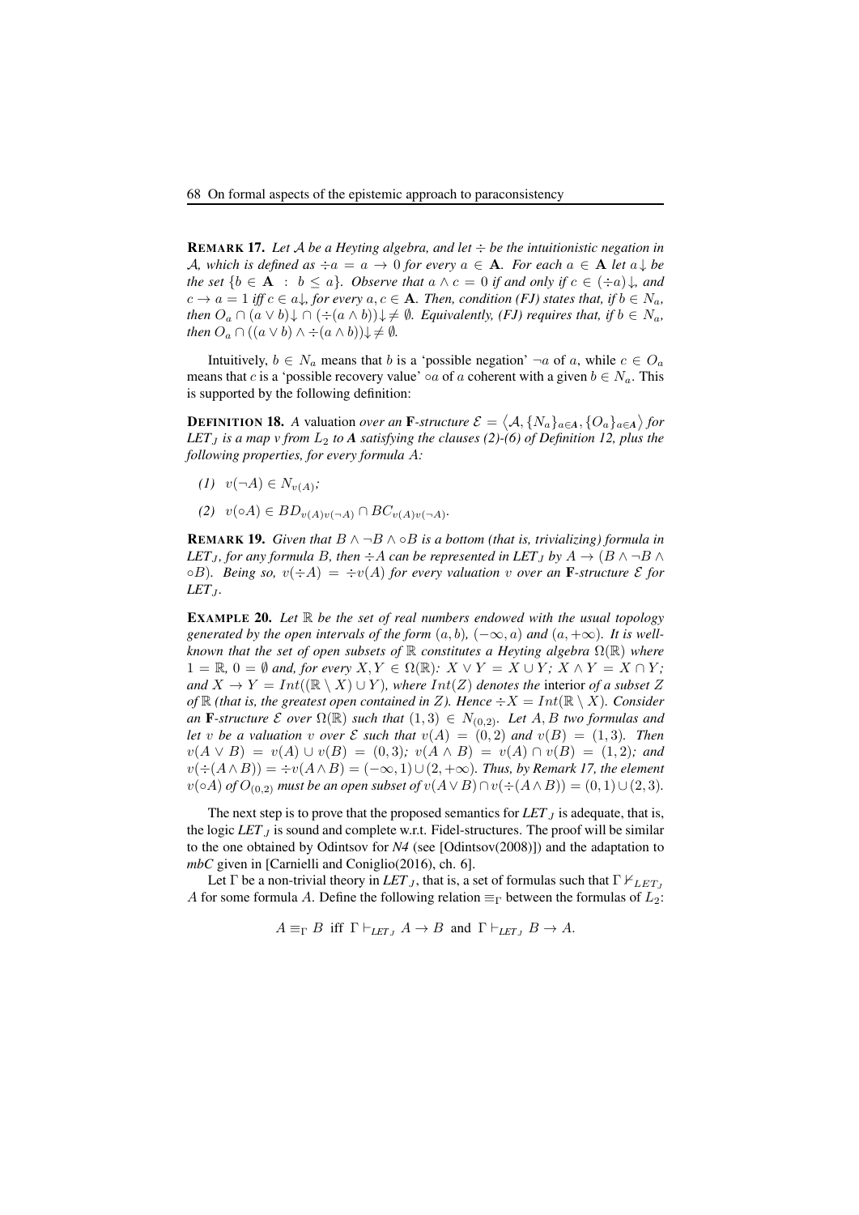**REMARK 17.** *Let $\mathcal{A}$ be a Heyting algebra, and let $\div$ be the intuitionistic negation in $\mathcal{A}$, which is defined as $\div a = a \to 0$ for every $a \in \mathbf{A}$. For each $a \in \mathbf{A}$ let $a{\downarrow}$ be the set $\{b \in \mathbf{A} \ : \ b \leq a\}$. Observe that $a \wedge c = 0$ if and only if $c \in (\div a){\downarrow}$, and $c \to a = 1$ iff $c \in a{\downarrow}$, for every $a, c \in \mathbf{A}$. Then, condition (FJ) states that, if $b \in N_a$, then $O_a \cap (a \vee b){\downarrow} \cap (\div(a \wedge b)){\downarrow} \neq \emptyset$. Equivalently, (FJ) requires that, if $b \in N_a$, then $O_a \cap ((a \vee b) \wedge \div(a \wedge b)){\downarrow} \neq \emptyset$.*

Intuitively, $b \in N_a$ means that $b$ is a 'possible negation' $\neg a$ of $a$, while $c \in O_a$ means that $c$ is a 'possible recovery value' $\circ a$ of $a$ coherent with a given $b \in N_a$. This is supported by the following definition:

**DEFINITION 18.** *A* valuation *over an* $\mathbf{F}$*-structure* $\mathcal{E} = \langle \mathcal{A}, \{N_a\}_{a \in \mathbf{A}}, \{O_a\}_{a \in \mathbf{A}} \rangle$ *for* $LET_J$ *is a map $v$ from $L_2$ to $\mathbf{A}$ satisfying the clauses (2)-(6) of Definition 12, plus the following properties, for every formula $A$:*

*(1)* $v(\neg A) \in N_{v(A)}$;

*(2)* $v(\circ A) \in BD_{v(A)v(\neg A)} \cap BC_{v(A)v(\neg A)}$.

**REMARK 19.** *Given that $B \wedge \neg B \wedge \circ B$ is a bottom (that is, trivializing) formula in $LET_J$, for any formula $B$, then $\div A$ can be represented in $LET_J$ by $A \to (B \wedge \neg B \wedge \circ B)$. Being so, $v(\div A) = \div v(A)$ for every valuation $v$ over an $\mathbf{F}$-structure $\mathcal{E}$ for $LET_J$.*

**EXAMPLE 20.** *Let $\mathbb{R}$ be the set of real numbers endowed with the usual topology generated by the open intervals of the form $(a, b)$, $(-\infty, a)$ and $(a, +\infty)$. It is well-known that the set of open subsets of $\mathbb{R}$ constitutes a Heyting algebra $\Omega(\mathbb{R})$ where $1 = \mathbb{R}$, $0 = \emptyset$ and, for every $X, Y \in \Omega(\mathbb{R})$: $X \vee Y = X \cup Y$; $X \wedge Y = X \cap Y$; and $X \to Y = Int((\mathbb{R} \setminus X) \cup Y)$, where $Int(Z)$ denotes the* interior *of a subset $Z$ of $\mathbb{R}$ (that is, the greatest open contained in $Z$). Hence $\div X = Int(\mathbb{R} \setminus X)$. Consider an $\mathbf{F}$-structure $\mathcal{E}$ over $\Omega(\mathbb{R})$ such that $(1, 3) \in N_{(0,2)}$. Let $A, B$ two formulas and let $v$ be a valuation $v$ over $\mathcal{E}$ such that $v(A) = (0, 2)$ and $v(B) = (1, 3)$. Then $v(A \vee B) = v(A) \cup v(B) = (0, 3)$; $v(A \wedge B) = v(A) \cap v(B) = (1, 2)$; and $v(\div(A \wedge B)) = \div v(A \wedge B) = (-\infty, 1) \cup (2, +\infty)$. Thus, by Remark 17, the element $v(\circ A)$ of $O_{(0,2)}$ must be an open subset of $v(A \vee B) \cap v(\div(A \wedge B)) = (0, 1) \cup (2, 3)$.*

The next step is to prove that the proposed semantics for $LET_J$ is adequate, that is, the logic $LET_J$ is sound and complete w.r.t. Fidel-structures. The proof will be similar to the one obtained by Odintsov for *N4* (see [Odintsov(2008)]) and the adaptation to *mbC* given in [Carnielli and Coniglio(2016), ch. 6].

Let $\Gamma$ be a non-trivial theory in $LET_J$, that is, a set of formulas such that $\Gamma \nvdash_{LET_J} A$ for some formula $A$. Define the following relation $\equiv_\Gamma$ between the formulas of $L_2$:

$$A \equiv_\Gamma B \ \text{ iff } \ \Gamma \vdash_{LET_J} A \to B \ \text{ and } \ \Gamma \vdash_{LET_J} B \to A.$$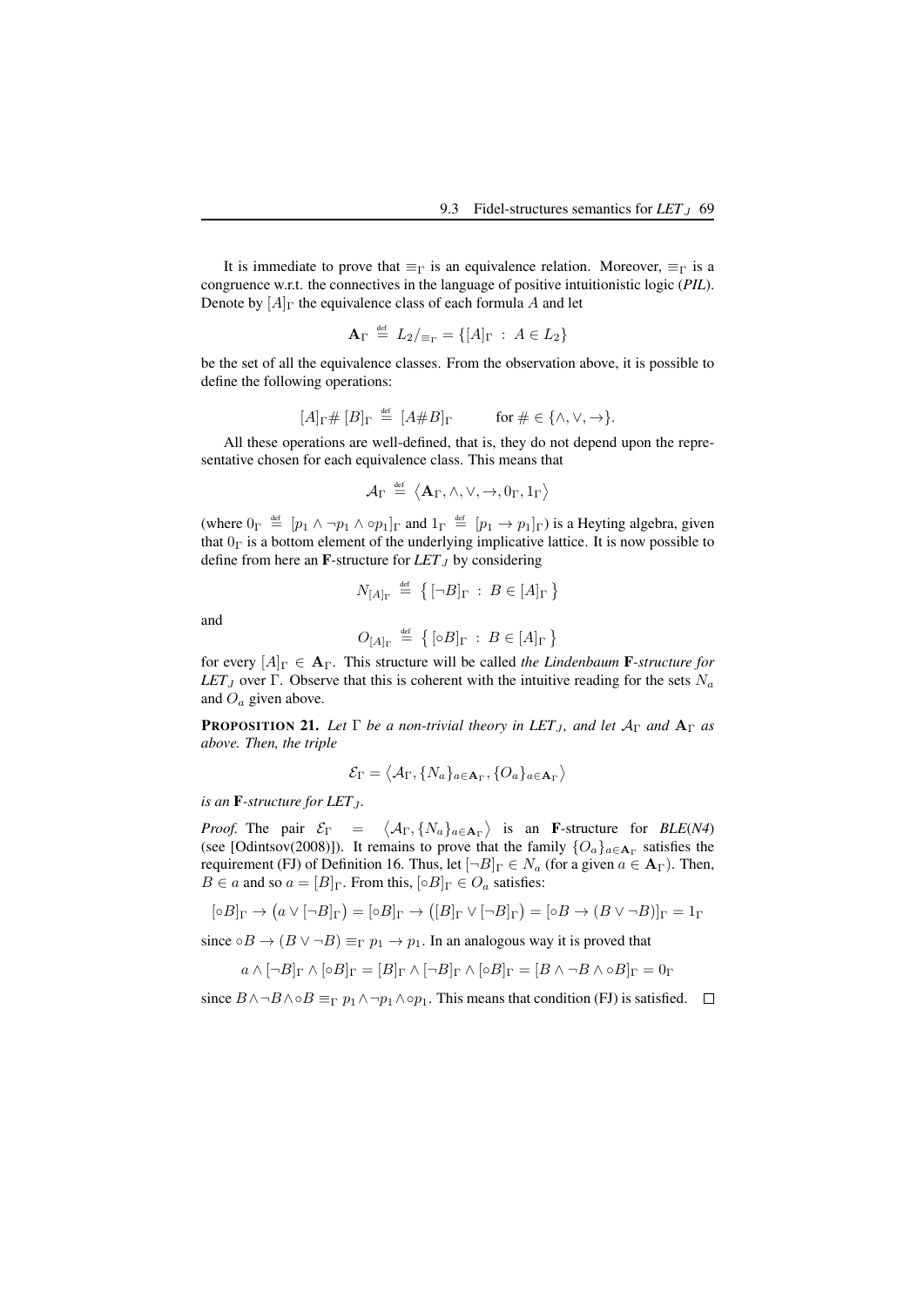It is immediate to prove that $\equiv_\Gamma$ is an equivalence relation. Moreover, $\equiv_\Gamma$ is a congruence w.r.t. the connectives in the language of positive intuitionistic logic (*PIL*). Denote by $[A]_\Gamma$ the equivalence class of each formula $A$ and let

$$\mathbf{A}_\Gamma \stackrel{\text{def}}{=} L_2/_{\equiv_\Gamma} = \{[A]_\Gamma \ : \ A \in L_2\}$$

be the set of all the equivalence classes. From the observation above, it is possible to define the following operations:

$$[A]_\Gamma \# [B]_\Gamma \stackrel{\text{def}}{=} [A \# B]_\Gamma \qquad \text{for } \# \in \{\wedge, \vee, \to\}.$$

All these operations are well-defined, that is, they do not depend upon the representative chosen for each equivalence class. This means that

$$\mathcal{A}_\Gamma \stackrel{\text{def}}{=} \left\langle \mathbf{A}_\Gamma, \wedge, \vee, \to, 0_\Gamma, 1_\Gamma \right\rangle$$

(where $0_\Gamma \stackrel{\text{def}}{=} [p_1 \wedge \neg p_1 \wedge \circ p_1]_\Gamma$ and $1_\Gamma \stackrel{\text{def}}{=} [p_1 \to p_1]_\Gamma$) is a Heyting algebra, given that $0_\Gamma$ is a bottom element of the underlying implicative lattice. It is now possible to define from here an $\mathbf{F}$-structure for *LET*$_J$ by considering

$$N_{[A]_\Gamma} \stackrel{\text{def}}{=} \left\{ [\neg B]_\Gamma \ : \ B \in [A]_\Gamma \right\}$$

and

$$O_{[A]_\Gamma} \stackrel{\text{def}}{=} \left\{ [\circ B]_\Gamma \ : \ B \in [A]_\Gamma \right\}$$

for every $[A]_\Gamma \in \mathbf{A}_\Gamma$. This structure will be called *the Lindenbaum* $\mathbf{F}$*-structure for LET*$_J$ over $\Gamma$. Observe that this is coherent with the intuitive reading for the sets $N_a$ and $O_a$ given above.

**Proposition 21.** *Let $\Gamma$ be a non-trivial theory in LET$_J$, and let $\mathcal{A}_\Gamma$ and $\mathbf{A}_\Gamma$ as above. Then, the triple*

$$\mathcal{E}_\Gamma = \left\langle \mathcal{A}_\Gamma, \{N_a\}_{a \in \mathbf{A}_\Gamma}, \{O_a\}_{a \in \mathbf{A}_\Gamma} \right\rangle$$

*is an* $\mathbf{F}$*-structure for LET*$_J$.

*Proof.* The pair $\mathcal{E}_\Gamma = \left\langle \mathcal{A}_\Gamma, \{N_a\}_{a \in \mathbf{A}_\Gamma} \right\rangle$ is an $\mathbf{F}$-structure for *BLE*(*N4*) (see [Odintsov(2008)]). It remains to prove that the family $\{O_a\}_{a \in \mathbf{A}_\Gamma}$ satisfies the requirement (FJ) of Definition 16. Thus, let $[\neg B]_\Gamma \in N_a$ (for a given $a \in \mathbf{A}_\Gamma$). Then, $B \in a$ and so $a = [B]_\Gamma$. From this, $[\circ B]_\Gamma \in O_a$ satisfies:

$$[\circ B]_\Gamma \to \left(a \vee [\neg B]_\Gamma\right) = [\circ B]_\Gamma \to \left([B]_\Gamma \vee [\neg B]_\Gamma\right) = [\circ B \to (B \vee \neg B)]_\Gamma = 1_\Gamma$$

since $\circ B \to (B \vee \neg B) \equiv_\Gamma p_1 \to p_1$. In an analogous way it is proved that

$$a \wedge [\neg B]_\Gamma \wedge [\circ B]_\Gamma = [B]_\Gamma \wedge [\neg B]_\Gamma \wedge [\circ B]_\Gamma = [B \wedge \neg B \wedge \circ B]_\Gamma = 0_\Gamma$$

since $B \wedge \neg B \wedge \circ B \equiv_\Gamma p_1 \wedge \neg p_1 \wedge \circ p_1$. This means that condition (FJ) is satisfied. $\square$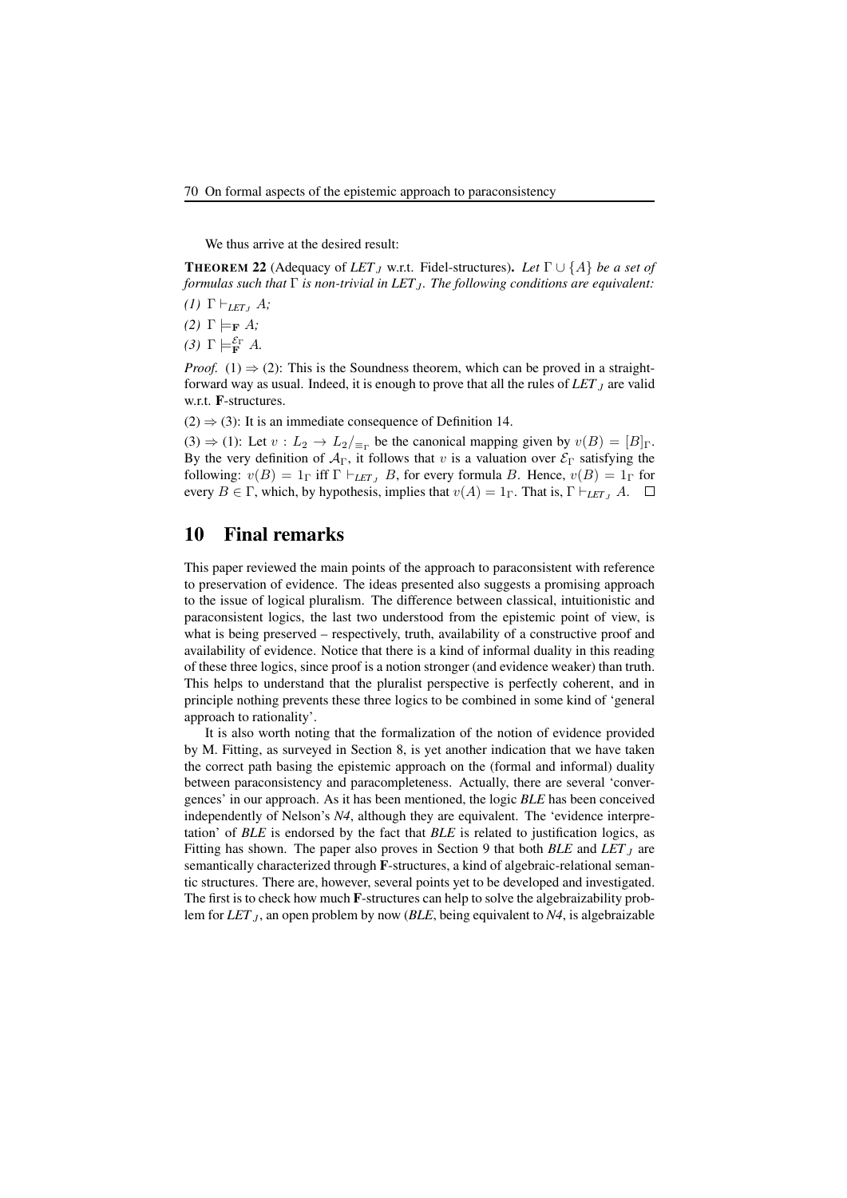We thus arrive at the desired result:

**THEOREM 22** (Adequacy of *LET*$_J$ w.r.t. Fidel-structures)**.** *Let $\Gamma \cup \{A\}$ be a set of formulas such that $\Gamma$ is non-trivial in LET$_J$. The following conditions are equivalent:*

*(1)* $\Gamma \vdash_{LET_J} A$*;*

*(2)* $\Gamma \models_{\mathbf{F}} A$*;*

*(3)* $\Gamma \models_{\mathbf{F}}^{\mathcal{E}_\Gamma} A$*.*

*Proof.* (1) $\Rightarrow$ (2): This is the Soundness theorem, which can be proved in a straightforward way as usual. Indeed, it is enough to prove that all the rules of *LET*$_J$ are valid w.r.t. **F**-structures.

(2) $\Rightarrow$ (3): It is an immediate consequence of Definition 14.

(3) $\Rightarrow$ (1): Let $v : L_2 \rightarrow L_2/_{\equiv_\Gamma}$ be the canonical mapping given by $v(B) = [B]_\Gamma$. By the very definition of $\mathcal{A}_\Gamma$, it follows that $v$ is a valuation over $\mathcal{E}_\Gamma$ satisfying the following: $v(B) = 1_\Gamma$ iff $\Gamma \vdash_{LET_J} B$, for every formula $B$. Hence, $v(B) = 1_\Gamma$ for every $B \in \Gamma$, which, by hypothesis, implies that $v(A) = 1_\Gamma$. That is, $\Gamma \vdash_{LET_J} A$. $\square$

## 10 Final remarks

This paper reviewed the main points of the approach to paraconsistent with reference to preservation of evidence. The ideas presented also suggests a promising approach to the issue of logical pluralism. The difference between classical, intuitionistic and paraconsistent logics, the last two understood from the epistemic point of view, is what is being preserved – respectively, truth, availability of a constructive proof and availability of evidence. Notice that there is a kind of informal duality in this reading of these three logics, since proof is a notion stronger (and evidence weaker) than truth. This helps to understand that the pluralist perspective is perfectly coherent, and in principle nothing prevents these three logics to be combined in some kind of 'general approach to rationality'.

It is also worth noting that the formalization of the notion of evidence provided by M. Fitting, as surveyed in Section 8, is yet another indication that we have taken the correct path basing the epistemic approach on the (formal and informal) duality between paraconsistency and paracompleteness. Actually, there are several 'convergences' in our approach. As it has been mentioned, the logic *BLE* has been conceived independently of Nelson's *N4*, although they are equivalent. The 'evidence interpretation' of *BLE* is endorsed by the fact that *BLE* is related to justification logics, as Fitting has shown. The paper also proves in Section 9 that both *BLE* and *LET*$_J$ are semantically characterized through **F**-structures, a kind of algebraic-relational semantic structures. There are, however, several points yet to be developed and investigated. The first is to check how much **F**-structures can help to solve the algebraizability problem for *LET*$_J$, an open problem by now (*BLE*, being equivalent to *N4*, is algebraizable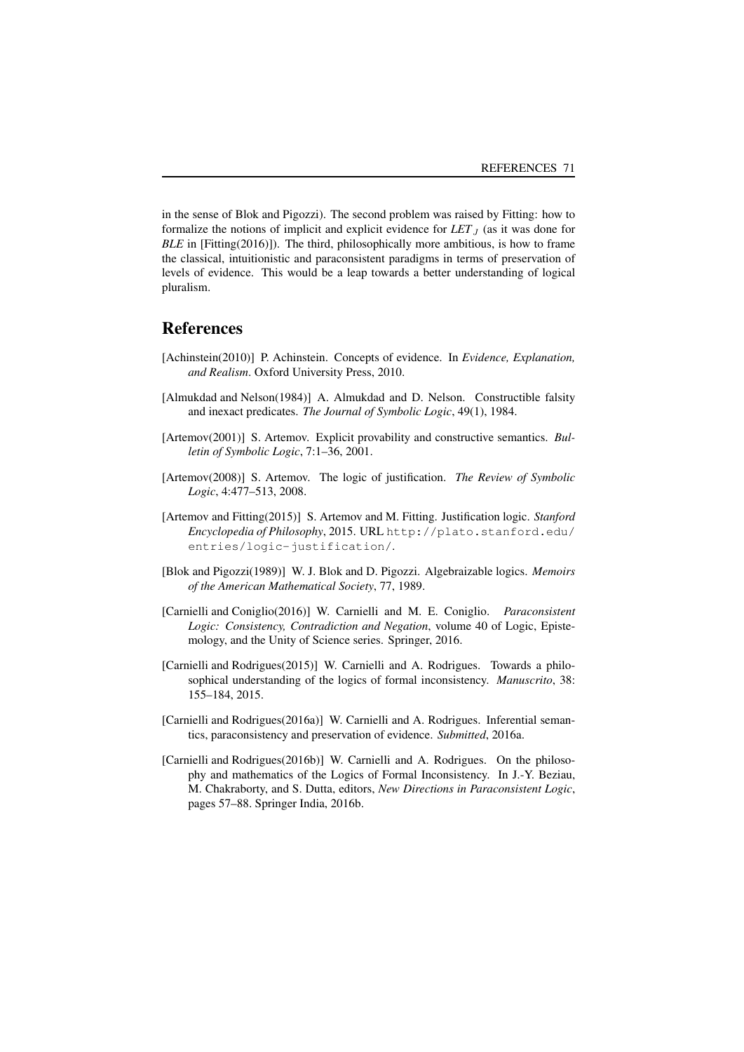in the sense of Blok and Pigozzi). The second problem was raised by Fitting: how to formalize the notions of implicit and explicit evidence for $LET_J$ (as it was done for *BLE* in [Fitting(2016)]). The third, philosophically more ambitious, is how to frame the classical, intuitionistic and paraconsistent paradigms in terms of preservation of levels of evidence. This would be a leap towards a better understanding of logical pluralism.

## References

[Achinstein(2010)] P. Achinstein. Concepts of evidence. In *Evidence, Explanation, and Realism*. Oxford University Press, 2010.

[Almukdad and Nelson(1984)] A. Almukdad and D. Nelson. Constructible falsity and inexact predicates. *The Journal of Symbolic Logic*, 49(1), 1984.

[Artemov(2001)] S. Artemov. Explicit provability and constructive semantics. *Bulletin of Symbolic Logic*, 7:1–36, 2001.

[Artemov(2008)] S. Artemov. The logic of justification. *The Review of Symbolic Logic*, 4:477–513, 2008.

[Artemov and Fitting(2015)] S. Artemov and M. Fitting. Justification logic. *Stanford Encyclopedia of Philosophy*, 2015. URL `http://plato.stanford.edu/entries/logic-justification/`.

[Blok and Pigozzi(1989)] W. J. Blok and D. Pigozzi. Algebraizable logics. *Memoirs of the American Mathematical Society*, 77, 1989.

[Carnielli and Coniglio(2016)] W. Carnielli and M. E. Coniglio. *Paraconsistent Logic: Consistency, Contradiction and Negation*, volume 40 of Logic, Epistemology, and the Unity of Science series. Springer, 2016.

[Carnielli and Rodrigues(2015)] W. Carnielli and A. Rodrigues. Towards a philosophical understanding of the logics of formal inconsistency. *Manuscrito*, 38: 155–184, 2015.

[Carnielli and Rodrigues(2016a)] W. Carnielli and A. Rodrigues. Inferential semantics, paraconsistency and preservation of evidence. *Submitted*, 2016a.

[Carnielli and Rodrigues(2016b)] W. Carnielli and A. Rodrigues. On the philosophy and mathematics of the Logics of Formal Inconsistency. In J.-Y. Beziau, M. Chakraborty, and S. Dutta, editors, *New Directions in Paraconsistent Logic*, pages 57–88. Springer India, 2016b.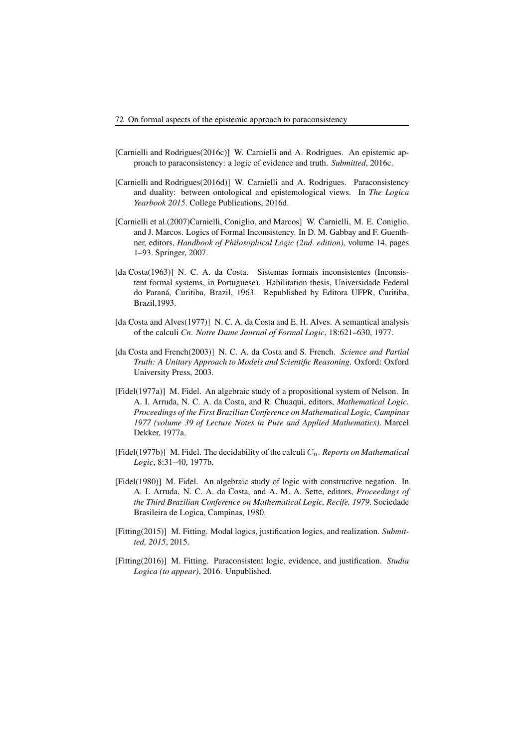[Carnielli and Rodrigues(2016c)] W. Carnielli and A. Rodrigues. An epistemic approach to paraconsistency: a logic of evidence and truth. *Submitted*, 2016c.

[Carnielli and Rodrigues(2016d)] W. Carnielli and A. Rodrigues. Paraconsistency and duality: between ontological and epistemological views. In *The Logica Yearbook 2015*. College Publications, 2016d.

[Carnielli et al.(2007)Carnielli, Coniglio, and Marcos] W. Carnielli, M. E. Coniglio, and J. Marcos. Logics of Formal Inconsistency. In D. M. Gabbay and F. Guenthner, editors, *Handbook of Philosophical Logic (2nd. edition)*, volume 14, pages 1–93. Springer, 2007.

[da Costa(1963)] N. C. A. da Costa. Sistemas formais inconsistentes (Inconsistent formal systems, in Portuguese). Habilitation thesis, Universidade Federal do Paraná, Curitiba, Brazil, 1963. Republished by Editora UFPR, Curitiba, Brazil,1993.

[da Costa and Alves(1977)] N. C. A. da Costa and E. H. Alves. A semantical analysis of the calculi *Cn*. *Notre Dame Journal of Formal Logic*, 18:621–630, 1977.

[da Costa and French(2003)] N. C. A. da Costa and S. French. *Science and Partial Truth: A Unitary Approach to Models and Scientific Reasoning*. Oxford: Oxford University Press, 2003.

[Fidel(1977a)] M. Fidel. An algebraic study of a propositional system of Nelson. In A. I. Arruda, N. C. A. da Costa, and R. Chuaqui, editors, *Mathematical Logic. Proceedings of the First Brazilian Conference on Mathematical Logic, Campinas 1977 (volume 39 of Lecture Notes in Pure and Applied Mathematics)*. Marcel Dekker, 1977a.

[Fidel(1977b)] M. Fidel. The decidability of the calculi $C_n$. *Reports on Mathematical Logic*, 8:31–40, 1977b.

[Fidel(1980)] M. Fidel. An algebraic study of logic with constructive negation. In A. I. Arruda, N. C. A. da Costa, and A. M. A. Sette, editors, *Proceedings of the Third Brazilian Conference on Mathematical Logic, Recife, 1979*. Sociedade Brasileira de Logica, Campinas, 1980.

[Fitting(2015)] M. Fitting. Modal logics, justification logics, and realization. *Submitted, 2015*, 2015.

[Fitting(2016)] M. Fitting. Paraconsistent logic, evidence, and justification. *Studia Logica (to appear)*, 2016. Unpublished.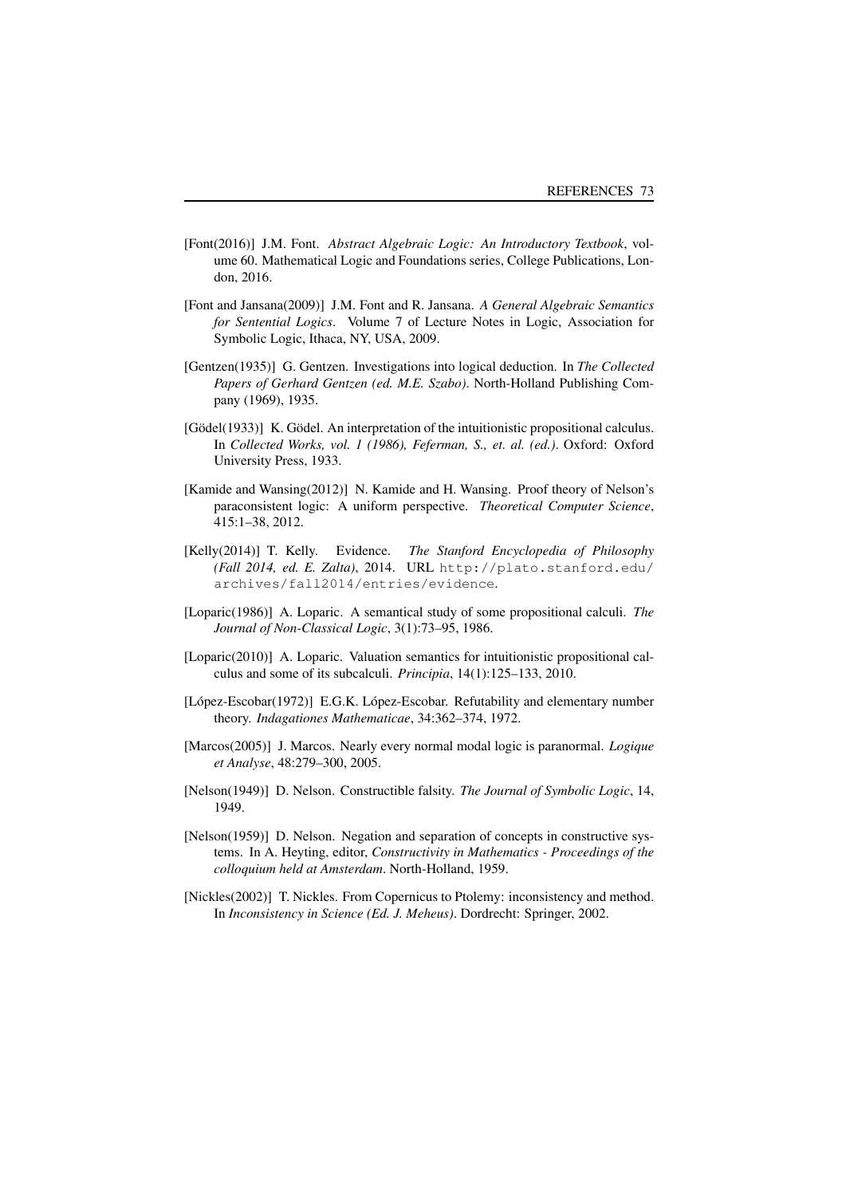[Font(2016)] J.M. Font. *Abstract Algebraic Logic: An Introductory Textbook*, volume 60. Mathematical Logic and Foundations series, College Publications, London, 2016.

[Font and Jansana(2009)] J.M. Font and R. Jansana. *A General Algebraic Semantics for Sentential Logics*. Volume 7 of Lecture Notes in Logic, Association for Symbolic Logic, Ithaca, NY, USA, 2009.

[Gentzen(1935)] G. Gentzen. Investigations into logical deduction. In *The Collected Papers of Gerhard Gentzen (ed. M.E. Szabo)*. North-Holland Publishing Company (1969), 1935.

[Gödel(1933)] K. Gödel. An interpretation of the intuitionistic propositional calculus. In *Collected Works, vol. 1 (1986), Feferman, S., et. al. (ed.)*. Oxford: Oxford University Press, 1933.

[Kamide and Wansing(2012)] N. Kamide and H. Wansing. Proof theory of Nelson's paraconsistent logic: A uniform perspective. *Theoretical Computer Science*, 415:1–38, 2012.

[Kelly(2014)] T. Kelly. Evidence. *The Stanford Encyclopedia of Philosophy (Fall 2014, ed. E. Zalta)*, 2014. URL `http://plato.stanford.edu/archives/fall2014/entries/evidence`.

[Loparic(1986)] A. Loparic. A semantical study of some propositional calculi. *The Journal of Non-Classical Logic*, 3(1):73–95, 1986.

[Loparic(2010)] A. Loparic. Valuation semantics for intuitionistic propositional calculus and some of its subcalculi. *Principia*, 14(1):125–133, 2010.

[López-Escobar(1972)] E.G.K. López-Escobar. Refutability and elementary number theory. *Indagationes Mathematicae*, 34:362–374, 1972.

[Marcos(2005)] J. Marcos. Nearly every normal modal logic is paranormal. *Logique et Analyse*, 48:279–300, 2005.

[Nelson(1949)] D. Nelson. Constructible falsity. *The Journal of Symbolic Logic*, 14, 1949.

[Nelson(1959)] D. Nelson. Negation and separation of concepts in constructive systems. In A. Heyting, editor, *Constructivity in Mathematics - Proceedings of the colloquium held at Amsterdam*. North-Holland, 1959.

[Nickles(2002)] T. Nickles. From Copernicus to Ptolemy: inconsistency and method. In *Inconsistency in Science (Ed. J. Meheus)*. Dordrecht: Springer, 2002.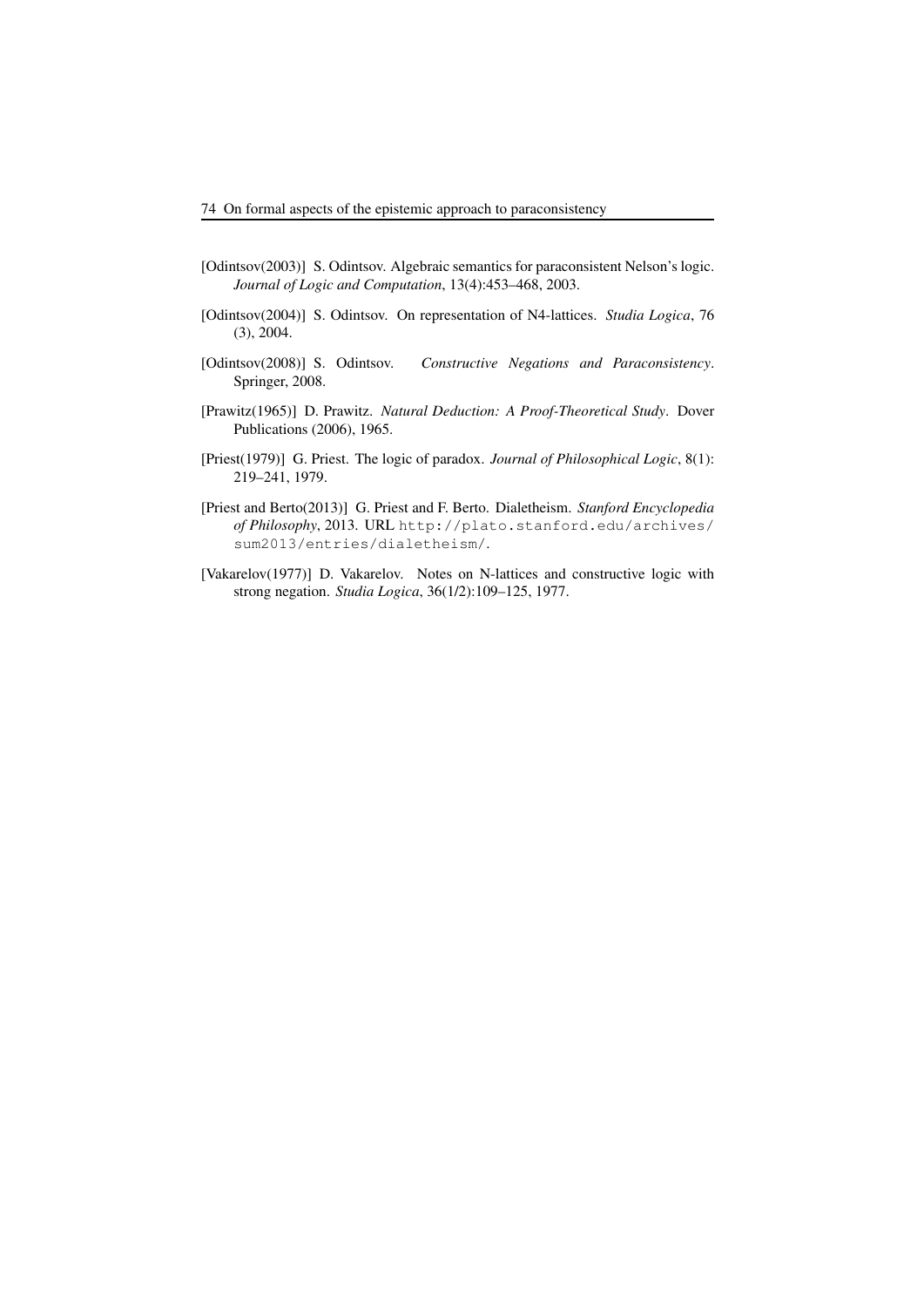[Odintsov(2003)] S. Odintsov. Algebraic semantics for paraconsistent Nelson's logic. *Journal of Logic and Computation*, 13(4):453–468, 2003.

[Odintsov(2004)] S. Odintsov. On representation of N4-lattices. *Studia Logica*, 76 (3), 2004.

[Odintsov(2008)] S. Odintsov. *Constructive Negations and Paraconsistency*. Springer, 2008.

[Prawitz(1965)] D. Prawitz. *Natural Deduction: A Proof-Theoretical Study*. Dover Publications (2006), 1965.

[Priest(1979)] G. Priest. The logic of paradox. *Journal of Philosophical Logic*, 8(1): 219–241, 1979.

[Priest and Berto(2013)] G. Priest and F. Berto. Dialetheism. *Stanford Encyclopedia of Philosophy*, 2013. URL `http://plato.stanford.edu/archives/sum2013/entries/dialetheism/`.

[Vakarelov(1977)] D. Vakarelov. Notes on N-lattices and constructive logic with strong negation. *Studia Logica*, 36(1/2):109–125, 1977.